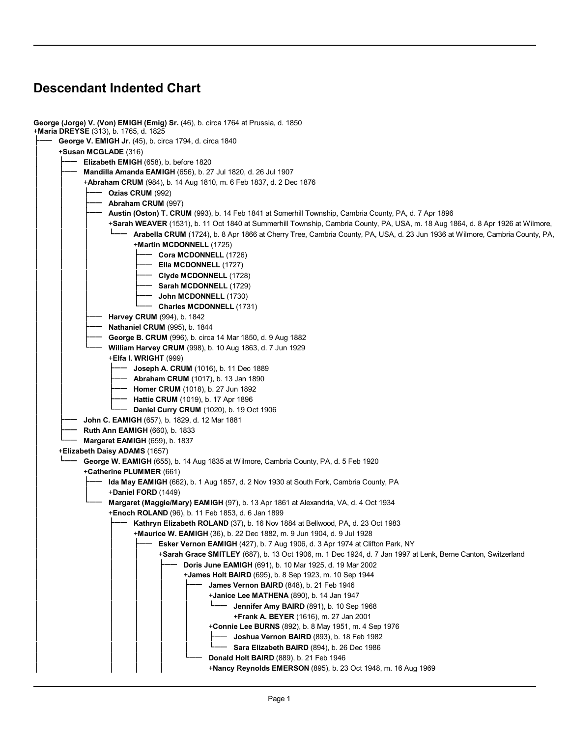# Descendant Indented Chart

```
George (Jorge) V. (Von) EMIGH (Emig) Sr. (46), b. circa 1764 at Prussia, d. 1850
+Maria DREYSE (313), b. 1765, d. 1825
├── George V. EMIGH Jr. (45), b. circa 1794, d. circa 1840
│   +Susan MCGLADE (316)
│   ├── Elizabeth EMIGH (658), b. before 1820
│   ├── Mandilla Amanda EAMIGH (656), b. 27 Jul 1820, d. 26 Jul 1907
│   │   +Abraham CRUM (984), b. 14 Aug 1810, m. 6 Feb 1837, d. 2 Dec 1876
│   │   ├── Ozias CRUM (992)
│   │   ├── Abraham CRUM (997)
│   │   ├── Austin (Oston) T. CRUM (993), b. 14 Feb 1841 at Somerhill Township, Cambria County, PA, d. 7 Apr 1896
│   │   │   +Sarah WEAVER (1531), b. 11 Oct 1840 at Summerhill Township, Cambria County, PA, USA, m. 18 Aug 1864, d. 8 Apr 1926 at Wilmore,
│   │   │   └── Arabella CRUM (1724), b. 8 Apr 1866 at Cherry Tree, Cambria County, PA, USA, d. 23 Jun 1936 at Wilmore, Cambria County, PA,
│   │   │       +Martin MCDONNELL (1725)
│   │   │       ├── Cora MCDONNELL (1726)
│   │   │       ├── Ella MCDONNELL (1727)
│   │   │       ├── Clyde MCDONNELL (1728)
│   │   │       ├── Sarah MCDONNELL (1729)
│   │   │       ├── John MCDONNELL (1730)
│   │   │       └── Charles MCDONNELL (1731)
│   │   ├── Harvey CRUM (994), b. 1842
│   │   ├── Nathaniel CRUM (995), b. 1844
│   │   ├── George B. CRUM (996), b. circa 14 Mar 1850, d. 9 Aug 1882
│   │   └── William Harvey CRUM (998), b. 10 Aug 1863, d. 7 Jun 1929
│   │       +Elfa I. WRIGHT (999)
│   │       ├── Joseph A. CRUM (1016), b. 11 Dec 1889
│   │       ├── Abraham CRUM (1017), b. 13 Jan 1890
│   │       ├── Homer CRUM (1018), b. 27 Jun 1892
│   │       ├── Hattie CRUM (1019), b. 17 Apr 1896
│   │       └── Daniel Curry CRUM (1020), b. 19 Oct 1906
│   ├── John C. EAMIGH (657), b. 1829, d. 12 Mar 1881
│   ├── Ruth Ann EAMIGH (660), b. 1833
│   └── Margaret EAMIGH (659), b. 1837
│   +Elizabeth Daisy ADAMS (1657)
│   └── George W. EAMIGH (655), b. 14 Aug 1835 at Wilmore, Cambria County, PA, d. 5 Feb 1920
│       +Catherine PLUMMER (661)
│       ├── Ida May EAMIGH (662), b. 1 Aug 1857, d. 2 Nov 1930 at South Fork, Cambria County, PA
│       │   +Daniel FORD (1449)
│       └── Margaret (Maggie/Mary) EAMIGH (97), b. 13 Apr 1861 at Alexandria, VA, d. 4 Oct 1934
│           +Enoch ROLAND (96), b. 11 Feb 1853, d. 6 Jan 1899
│           ├── Kathryn Elizabeth ROLAND (37), b. 16 Nov 1884 at Bellwood, PA, d. 23 Oct 1983
│           │   +Maurice W. EAMIGH (36), b. 22 Dec 1882, m. 9 Jun 1904, d. 9 Jul 1928
│           │   ├── Esker Vernon EAMIGH (427), b. 7 Aug 1906, d. 3 Apr 1974 at Clifton Park, NY
│           │   │   +Sarah Grace SMITLEY (687), b. 13 Oct 1906, m. 1 Dec 1924, d. 7 Jan 1997 at Lenk, Berne Canton, Switzerland
│           │   │   ├── Doris June EAMIGH (691), b. 10 Mar 1925, d. 19 Mar 2002
│           │   │   │   +James Holt BAIRD (695), b. 8 Sep 1923, m. 10 Sep 1944
│           │   │   │   ├── James Vernon BAIRD (848), b. 21 Feb 1946
│           │   │   │   │   +Janice Lee MATHENA (890), b. 14 Jan 1947
│           │   │   │   │   └── Jennifer Amy BAIRD (891), b. 10 Sep 1968
│           │   │   │   │       +Frank A. BEYER (1616), m. 27 Jan 2001
│           │   │   │   │   +Connie Lee BURNS (892), b. 8 May 1951, m. 4 Sep 1976
│           │   │   │   │   ├── Joshua Vernon BAIRD (893), b. 18 Feb 1982
│           │   │   │   │   └── Sara Elizabeth BAIRD (894), b. 26 Dec 1986
│           │   │   │   └── Donald Holt BAIRD (889), b. 21 Feb 1946
│           │   │   │       +Nancy Reynolds EMERSON (895), b. 23 Oct 1948, m. 16 Aug 1969
```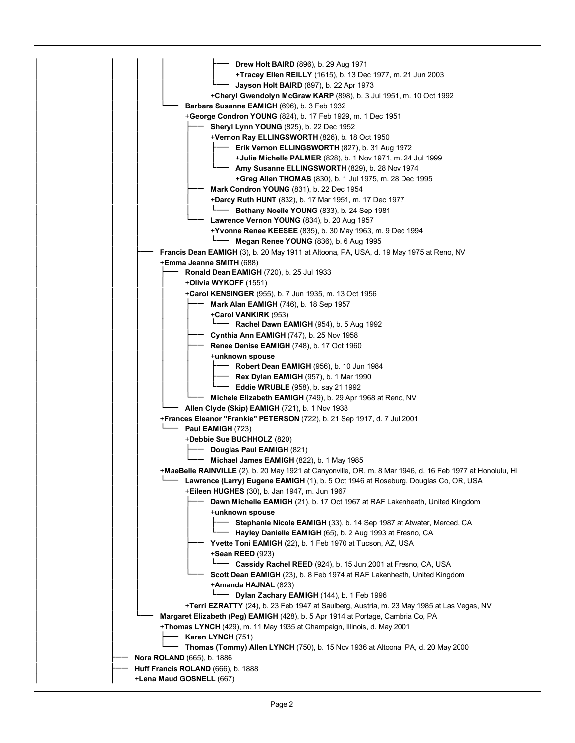- **Drew Holt BAIRD** (896), b. 29 Aug 1971
  - +**Tracey Ellen REILLY** (1615), b. 13 Dec 1977, m. 21 Jun 2003
- **Jayson Holt BAIRD** (897), b. 22 Apr 1973

+**Cheryl Gwendolyn McGraw KARP** (898), b. 3 Jul 1951, m. 10 Oct 1992

**Barbara Susanne EAMIGH** (696), b. 3 Feb 1932

+**George Condron YOUNG** (824), b. 17 Feb 1929, m. 1 Dec 1951

- **Sheryl Lynn YOUNG** (825), b. 22 Dec 1952
  - +**Vernon Ray ELLINGSWORTH** (826), b. 18 Oct 1950
    - **Erik Vernon ELLINGSWORTH** (827), b. 31 Aug 1972
      - +**Julie Michelle PALMER** (828), b. 1 Nov 1971, m. 24 Jul 1999
    - **Amy Susanne ELLINGSWORTH** (829), b. 28 Nov 1974
      - +**Greg Allen THOMAS** (830), b. 1 Jul 1975, m. 28 Dec 1995
- **Mark Condron YOUNG** (831), b. 22 Dec 1954
  - +**Darcy Ruth HUNT** (832), b. 17 Mar 1951, m. 17 Dec 1977
    - **Bethany Noelle YOUNG** (833), b. 24 Sep 1981
- **Lawrence Vernon YOUNG** (834), b. 20 Aug 1957
  - +**Yvonne Renee KEESEE** (835), b. 30 May 1963, m. 9 Dec 1994
    - **Megan Renee YOUNG** (836), b. 6 Aug 1995

**Francis Dean EAMIGH** (3), b. 20 May 1911 at Altoona, PA, USA, d. 19 May 1975 at Reno, NV

+**Emma Jeanne SMITH** (688)

- **Ronald Dean EAMIGH** (720), b. 25 Jul 1933
  - +**Olivia WYKOFF** (1551)
  - +**Carol KENSINGER** (955), b. 7 Jun 1935, m. 13 Oct 1956
    - **Mark Alan EAMIGH** (746), b. 18 Sep 1957
      - +**Carol VANKIRK** (953)
        - **Rachel Dawn EAMIGH** (954), b. 5 Aug 1992
    - **Cynthia Ann EAMIGH** (747), b. 25 Nov 1958
    - **Renee Denise EAMIGH** (748), b. 17 Oct 1960
      - +**unknown spouse**
        - **Robert Dean EAMIGH** (956), b. 10 Jun 1984
        - **Rex Dylan EAMIGH** (957), b. 1 Mar 1990
        - **Eddie WRUBLE** (958), b. say 21 1992
    - **Michele Elizabeth EAMIGH** (749), b. 29 Apr 1968 at Reno, NV
- **Allen Clyde (Skip) EAMIGH** (721), b. 1 Nov 1938

+**Frances Eleanor "Frankie" PETERSON** (722), b. 21 Sep 1917, d. 7 Jul 2001

- **Paul EAMIGH** (723)
  - +**Debbie Sue BUCHHOLZ** (820)
    - **Douglas Paul EAMIGH** (821)
    - **Michael James EAMIGH** (822), b. 1 May 1985

+**MaeBelle RAINVILLE** (2), b. 20 May 1921 at Canyonville, OR, m. 8 Mar 1946, d. 16 Feb 1977 at Honolulu, HI

- **Lawrence (Larry) Eugene EAMIGH** (1), b. 5 Oct 1946 at Roseburg, Douglas Co, OR, USA
  - +**Eileen HUGHES** (30), b. Jan 1947, m. Jun 1967
    - **Dawn Michelle EAMIGH** (21), b. 17 Oct 1967 at RAF Lakenheath, United Kingdom
      - +**unknown spouse**
        - **Stephanie Nicole EAMIGH** (33), b. 14 Sep 1987 at Atwater, Merced, CA
        - **Hayley Danielle EAMIGH** (65), b. 2 Aug 1993 at Fresno, CA
    - **Yvette Toni EAMIGH** (22), b. 1 Feb 1970 at Tucson, AZ, USA
      - +**Sean REED** (923)
        - **Cassidy Rachel REED** (924), b. 15 Jun 2001 at Fresno, CA, USA
    - **Scott Dean EAMIGH** (23), b. 8 Feb 1974 at RAF Lakenheath, United Kingdom
      - +**Amanda HAJNAL** (823)
        - **Dylan Zachary EAMIGH** (144), b. 1 Feb 1996
  - +**Terri EZRATTY** (24), b. 23 Feb 1947 at Saulberg, Austria, m. 23 May 1985 at Las Vegas, NV

**Margaret Elizabeth (Peg) EAMIGH** (428), b. 5 Apr 1914 at Portage, Cambria Co, PA

+**Thomas LYNCH** (429), m. 11 May 1935 at Champaign, Illinois, d. May 2001

- **Karen LYNCH** (751)
- **Thomas (Tommy) Allen LYNCH** (750), b. 15 Nov 1936 at Altoona, PA, d. 20 May 2000

**Nora ROLAND** (665), b. 1886

**Huff Francis ROLAND** (666), b. 1888

+**Lena Maud GOSNELL** (667)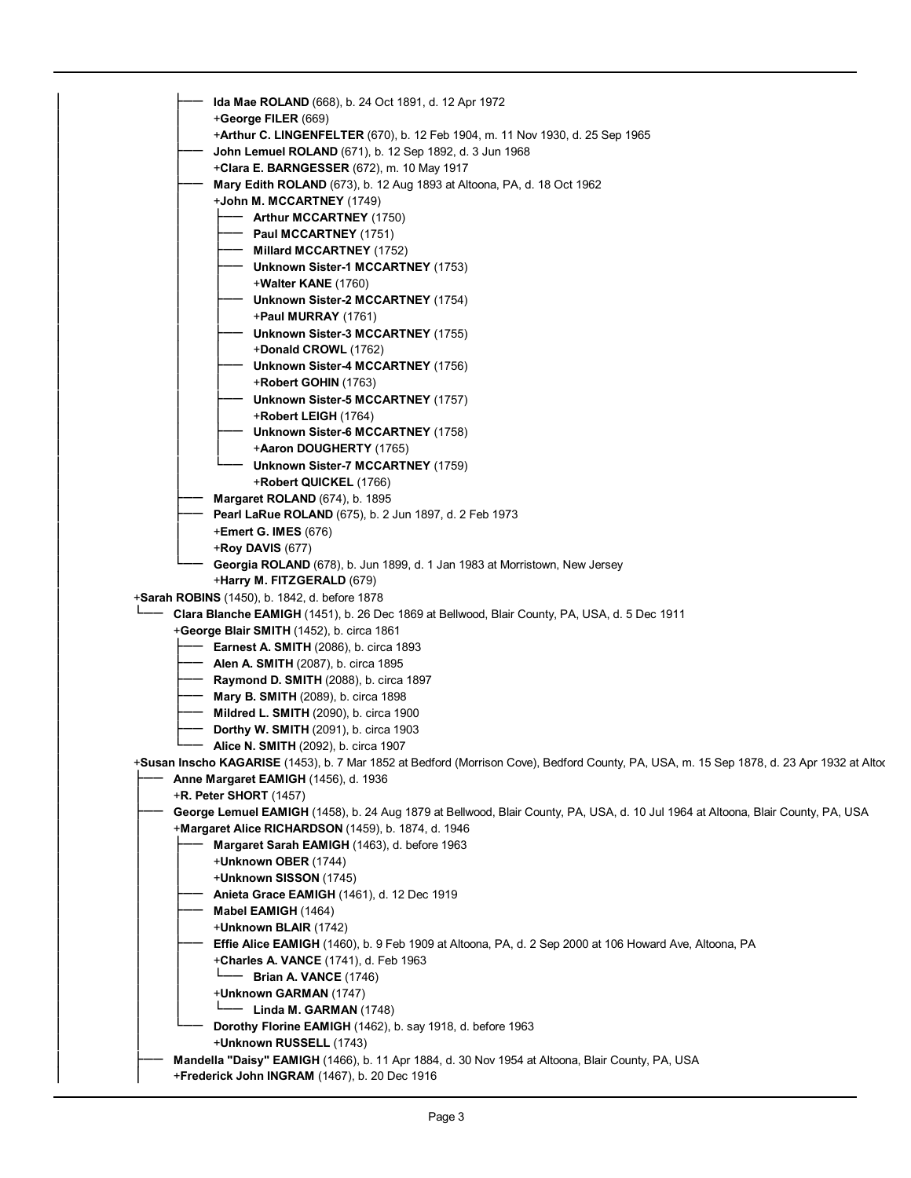- **Ida Mae ROLAND** (668), b. 24 Oct 1891, d. 12 Apr 1972
  - +**George FILER** (669)
  - +**Arthur C. LINGENFELTER** (670), b. 12 Feb 1904, m. 11 Nov 1930, d. 25 Sep 1965
- **John Lemuel ROLAND** (671), b. 12 Sep 1892, d. 3 Jun 1968
  - +**Clara E. BARNGESSER** (672), m. 10 May 1917
- **Mary Edith ROLAND** (673), b. 12 Aug 1893 at Altoona, PA, d. 18 Oct 1962
  - +**John M. MCCARTNEY** (1749)
    - **Arthur MCCARTNEY** (1750)
    - **Paul MCCARTNEY** (1751)
    - **Millard MCCARTNEY** (1752)
    - **Unknown Sister-1 MCCARTNEY** (1753)
      - +**Walter KANE** (1760)
    - **Unknown Sister-2 MCCARTNEY** (1754)
      - +**Paul MURRAY** (1761)
    - **Unknown Sister-3 MCCARTNEY** (1755)
      - +**Donald CROWL** (1762)
    - **Unknown Sister-4 MCCARTNEY** (1756)
      - +**Robert GOHIN** (1763)
    - **Unknown Sister-5 MCCARTNEY** (1757)
      - +**Robert LEIGH** (1764)
    - **Unknown Sister-6 MCCARTNEY** (1758)
      - +**Aaron DOUGHERTY** (1765)
    - **Unknown Sister-7 MCCARTNEY** (1759)
      - +**Robert QUICKEL** (1766)
- **Margaret ROLAND** (674), b. 1895
- **Pearl LaRue ROLAND** (675), b. 2 Jun 1897, d. 2 Feb 1973
  - +**Emert G. IMES** (676)
  - +**Roy DAVIS** (677)
- **Georgia ROLAND** (678), b. Jun 1899, d. 1 Jan 1983 at Morristown, New Jersey
  - +**Harry M. FITZGERALD** (679)

+**Sarah ROBINS** (1450), b. 1842, d. before 1878

- **Clara Blanche EAMIGH** (1451), b. 26 Dec 1869 at Bellwood, Blair County, PA, USA, d. 5 Dec 1911
  - +**George Blair SMITH** (1452), b. circa 1861
    - **Earnest A. SMITH** (2086), b. circa 1893
    - **Alen A. SMITH** (2087), b. circa 1895
    - **Raymond D. SMITH** (2088), b. circa 1897
    - **Mary B. SMITH** (2089), b. circa 1898
    - **Mildred L. SMITH** (2090), b. circa 1900
    - **Dorthy W. SMITH** (2091), b. circa 1903
    - **Alice N. SMITH** (2092), b. circa 1907

+**Susan Inscho KAGARISE** (1453), b. 7 Mar 1852 at Bedford (Morrison Cove), Bedford County, PA, USA, m. 15 Sep 1878, d. 23 Apr 1932 at Altoo

- **Anne Margaret EAMIGH** (1456), d. 1936
  - +**R. Peter SHORT** (1457)
- **George Lemuel EAMIGH** (1458), b. 24 Aug 1879 at Bellwood, Blair County, PA, USA, d. 10 Jul 1964 at Altoona, Blair County, PA, USA
  - +**Margaret Alice RICHARDSON** (1459), b. 1874, d. 1946
    - **Margaret Sarah EAMIGH** (1463), d. before 1963
      - +**Unknown OBER** (1744)
      - +**Unknown SISSON** (1745)
    - **Anieta Grace EAMIGH** (1461), d. 12 Dec 1919
    - **Mabel EAMIGH** (1464)
      - +**Unknown BLAIR** (1742)
    - **Effie Alice EAMIGH** (1460), b. 9 Feb 1909 at Altoona, PA, d. 2 Sep 2000 at 106 Howard Ave, Altoona, PA
      - +**Charles A. VANCE** (1741), d. Feb 1963
        - **Brian A. VANCE** (1746)
      - +**Unknown GARMAN** (1747)
        - **Linda M. GARMAN** (1748)
    - **Dorothy Florine EAMIGH** (1462), b. say 1918, d. before 1963
      - +**Unknown RUSSELL** (1743)
- **Mandella "Daisy" EAMIGH** (1466), b. 11 Apr 1884, d. 30 Nov 1954 at Altoona, Blair County, PA, USA
  - +**Frederick John INGRAM** (1467), b. 20 Dec 1916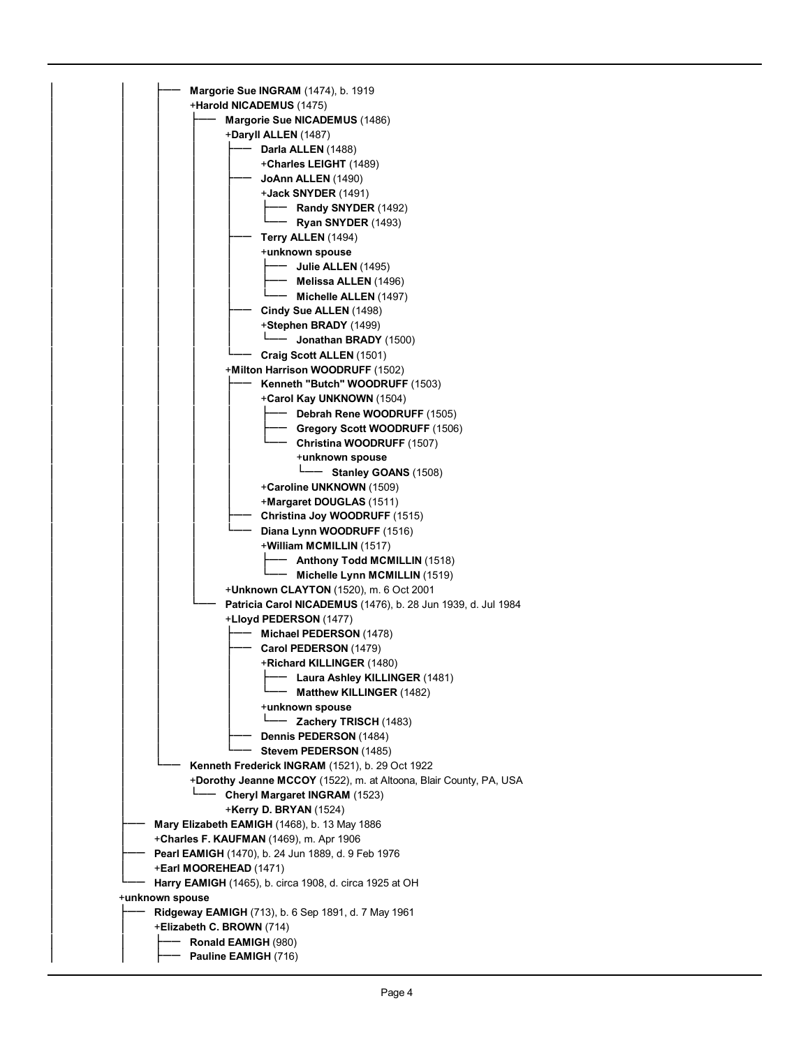- **Margorie Sue INGRAM** (1474), b. 1919
  +**Harold NICADEMUS** (1475)
  - **Margorie Sue NICADEMUS** (1486)
    +**Daryll ALLEN** (1487)
    - **Darla ALLEN** (1488)
      +**Charles LEIGHT** (1489)
    - **JoAnn ALLEN** (1490)
      +**Jack SNYDER** (1491)
      - **Randy SNYDER** (1492)
      - **Ryan SNYDER** (1493)
    - **Terry ALLEN** (1494)
      +**unknown spouse**
      - **Julie ALLEN** (1495)
      - **Melissa ALLEN** (1496)
      - **Michelle ALLEN** (1497)
    - **Cindy Sue ALLEN** (1498)
      +**Stephen BRADY** (1499)
      - **Jonathan BRADY** (1500)
    - **Craig Scott ALLEN** (1501)

    +**Milton Harrison WOODRUFF** (1502)
    - **Kenneth "Butch" WOODRUFF** (1503)
      +**Carol Kay UNKNOWN** (1504)
      - **Debrah Rene WOODRUFF** (1505)
      - **Gregory Scott WOODRUFF** (1506)
      - **Christina WOODRUFF** (1507)
        +**unknown spouse**
        - **Stanley GOANS** (1508)

      +**Caroline UNKNOWN** (1509)
      +**Margaret DOUGLAS** (1511)
    - **Christina Joy WOODRUFF** (1515)
    - **Diana Lynn WOODRUFF** (1516)
      +**William MCMILLIN** (1517)
      - **Anthony Todd MCMILLIN** (1518)
      - **Michelle Lynn MCMILLIN** (1519)

    +**Unknown CLAYTON** (1520), m. 6 Oct 2001
  - **Patricia Carol NICADEMUS** (1476), b. 28 Jun 1939, d. Jul 1984
    +**Lloyd PEDERSON** (1477)
    - **Michael PEDERSON** (1478)
    - **Carol PEDERSON** (1479)
      +**Richard KILLINGER** (1480)
      - **Laura Ashley KILLINGER** (1481)
      - **Matthew KILLINGER** (1482)

      +**unknown spouse**
      - **Zachery TRISCH** (1483)
    - **Dennis PEDERSON** (1484)
    - **Stevem PEDERSON** (1485)
- **Kenneth Frederick INGRAM** (1521), b. 29 Oct 1922
  +**Dorothy Jeanne MCCOY** (1522), m. at Altoona, Blair County, PA, USA
  - **Cheryl Margaret INGRAM** (1523)
    +**Kerry D. BRYAN** (1524)

- **Mary Elizabeth EAMIGH** (1468), b. 13 May 1886
  +**Charles F. KAUFMAN** (1469), m. Apr 1906
- **Pearl EAMIGH** (1470), b. 24 Jun 1889, d. 9 Feb 1976
  +**Earl MOOREHEAD** (1471)
- **Harry EAMIGH** (1465), b. circa 1908, d. circa 1925 at OH

+**unknown spouse**
- **Ridgeway EAMIGH** (713), b. 6 Sep 1891, d. 7 May 1961
  +**Elizabeth C. BROWN** (714)
  - **Ronald EAMIGH** (980)
  - **Pauline EAMIGH** (716)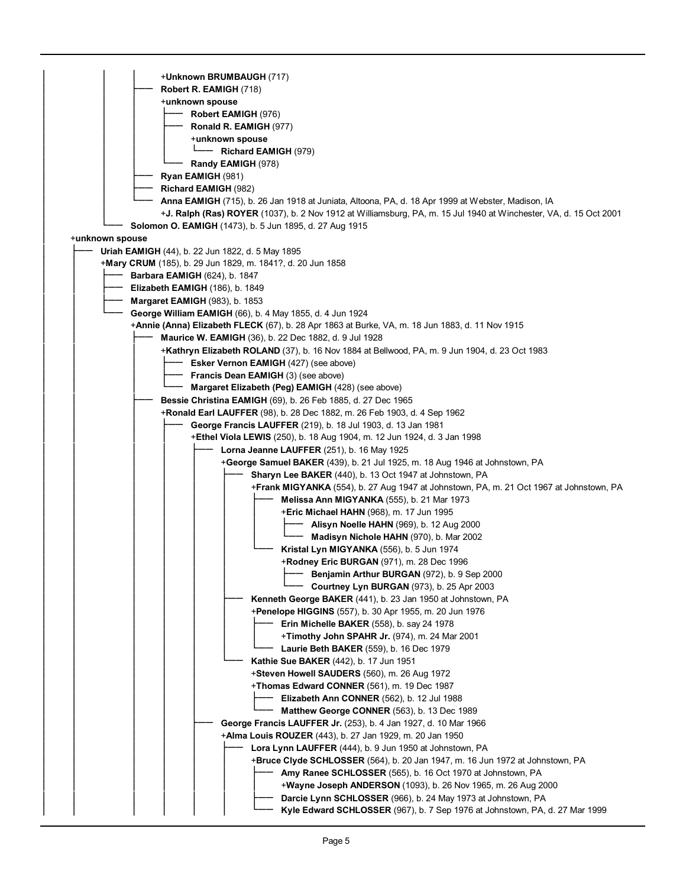+**Unknown BRUMBAUGH** (717)

- **Robert R. EAMIGH** (718)
  +**unknown spouse**
  - **Robert EAMIGH** (976)
  - **Ronald R. EAMIGH** (977)
    +**unknown spouse**
    - **Richard EAMIGH** (979)
  - **Randy EAMIGH** (978)
- **Ryan EAMIGH** (981)
- **Richard EAMIGH** (982)
- **Anna EAMIGH** (715), b. 26 Jan 1918 at Juniata, Altoona, PA, d. 18 Apr 1999 at Webster, Madison, IA
  +**J. Ralph (Ras) ROYER** (1037), b. 2 Nov 1912 at Williamsburg, PA, m. 15 Jul 1940 at Winchester, VA, d. 15 Oct 2001

**Solomon O. EAMIGH** (1473), b. 5 Jun 1895, d. 27 Aug 1915

+**unknown spouse**

- **Uriah EAMIGH** (44), b. 22 Jun 1822, d. 5 May 1895
  +**Mary CRUM** (185), b. 29 Jun 1829, m. 1841?, d. 20 Jun 1858
  - **Barbara EAMIGH** (624), b. 1847
  - **Elizabeth EAMIGH** (186), b. 1849
  - **Margaret EAMIGH** (983), b. 1853
  - **George William EAMIGH** (66), b. 4 May 1855, d. 4 Jun 1924
    +**Annie (Anna) Elizabeth FLECK** (67), b. 28 Apr 1863 at Burke, VA, m. 18 Jun 1883, d. 11 Nov 1915
    - **Maurice W. EAMIGH** (36), b. 22 Dec 1882, d. 9 Jul 1928
      +**Kathryn Elizabeth ROLAND** (37), b. 16 Nov 1884 at Bellwood, PA, m. 9 Jun 1904, d. 23 Oct 1983
      - **Esker Vernon EAMIGH** (427) (see above)
      - **Francis Dean EAMIGH** (3) (see above)
      - **Margaret Elizabeth (Peg) EAMIGH** (428) (see above)
    - **Bessie Christina EAMIGH** (69), b. 26 Feb 1885, d. 27 Dec 1965
      +**Ronald Earl LAUFFER** (98), b. 28 Dec 1882, m. 26 Feb 1903, d. 4 Sep 1962
      - **George Francis LAUFFER** (219), b. 18 Jul 1903, d. 13 Jan 1981
        +**Ethel Viola LEWIS** (250), b. 18 Aug 1904, m. 12 Jun 1924, d. 3 Jan 1998
        - **Lorna Jeanne LAUFFER** (251), b. 16 May 1925
          +**George Samuel BAKER** (439), b. 21 Jul 1925, m. 18 Aug 1946 at Johnstown, PA
          - **Sharyn Lee BAKER** (440), b. 13 Oct 1947 at Johnstown, PA
            +**Frank MIGYANKA** (554), b. 27 Aug 1947 at Johnstown, PA, m. 21 Oct 1967 at Johnstown, PA
            - **Melissa Ann MIGYANKA** (555), b. 21 Mar 1973
              +**Eric Michael HAHN** (968), m. 17 Jun 1995
              - **Alisyn Noelle HAHN** (969), b. 12 Aug 2000
              - **Madisyn Nichole HAHN** (970), b. Mar 2002
            - **Kristal Lyn MIGYANKA** (556), b. 5 Jun 1974
              +**Rodney Eric BURGAN** (971), m. 28 Dec 1996
              - **Benjamin Arthur BURGAN** (972), b. 9 Sep 2000
              - **Courtney Lyn BURGAN** (973), b. 25 Apr 2003
          - **Kenneth George BAKER** (441), b. 23 Jan 1950 at Johnstown, PA
            +**Penelope HIGGINS** (557), b. 30 Apr 1955, m. 20 Jun 1976
            - **Erin Michelle BAKER** (558), b. say 24 1978
              +**Timothy John SPAHR Jr.** (974), m. 24 Mar 2001
            - **Laurie Beth BAKER** (559), b. 16 Dec 1979
          - **Kathie Sue BAKER** (442), b. 17 Jun 1951
            +**Steven Howell SAUDERS** (560), m. 26 Aug 1972
            +**Thomas Edward CONNER** (561), m. 19 Dec 1987
            - **Elizabeth Ann CONNER** (562), b. 12 Jul 1988
            - **Matthew George CONNER** (563), b. 13 Dec 1989
        - **George Francis LAUFFER Jr.** (253), b. 4 Jan 1927, d. 10 Mar 1966
          +**Alma Louis ROUZER** (443), b. 27 Jan 1929, m. 20 Jan 1950
          - **Lora Lynn LAUFFER** (444), b. 9 Jun 1950 at Johnstown, PA
            +**Bruce Clyde SCHLOSSER** (564), b. 20 Jan 1947, m. 16 Jun 1972 at Johnstown, PA
            - **Amy Ranee SCHLOSSER** (565), b. 16 Oct 1970 at Johnstown, PA
              +**Wayne Joseph ANDERSON** (1093), b. 26 Nov 1965, m. 26 Aug 2000
            - **Darcie Lynn SCHLOSSER** (966), b. 24 May 1973 at Johnstown, PA
            - **Kyle Edward SCHLOSSER** (967), b. 7 Sep 1976 at Johnstown, PA, d. 27 Mar 1999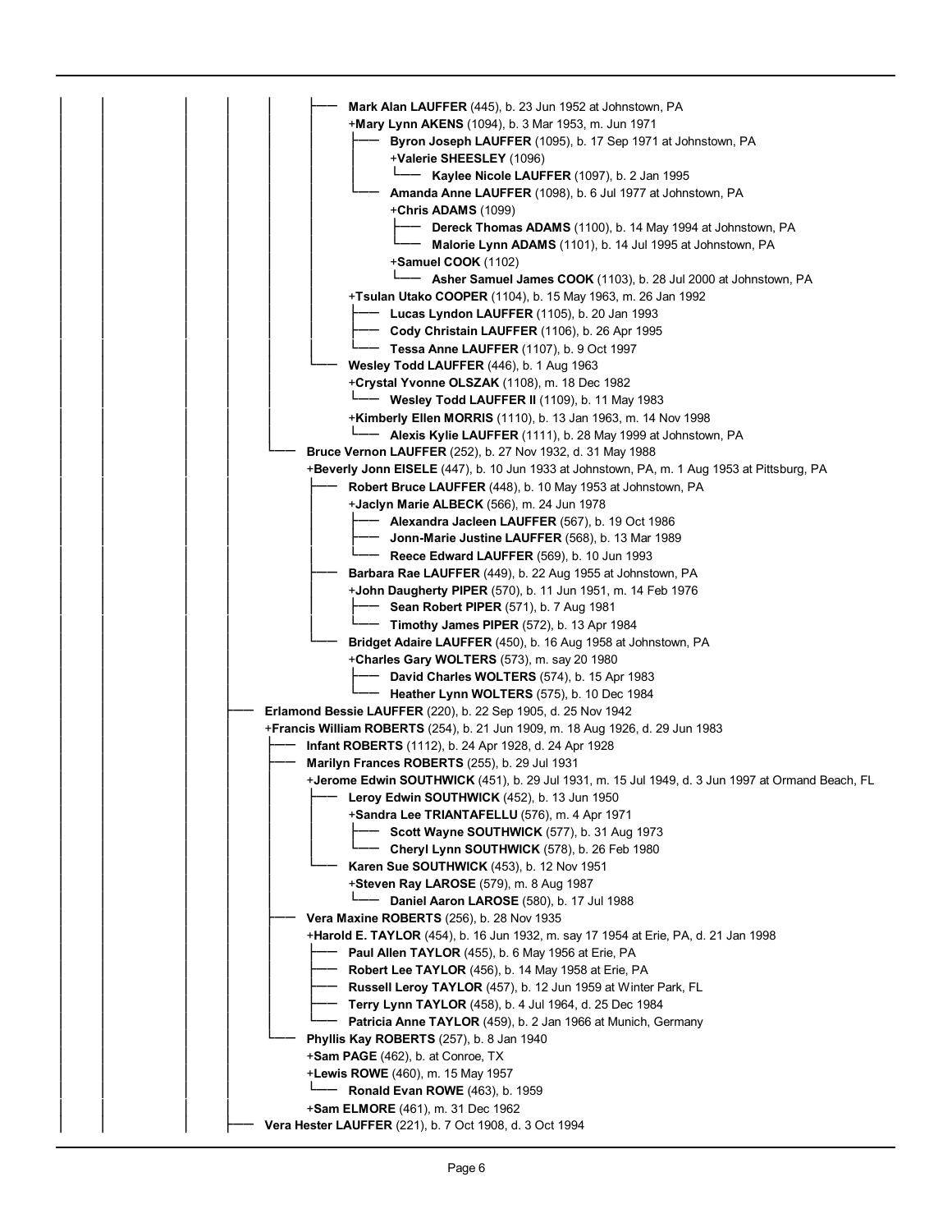- **Mark Alan LAUFFER** (445), b. 23 Jun 1952 at Johnstown, PA
  - +**Mary Lynn AKENS** (1094), b. 3 Mar 1953, m. Jun 1971
    - **Byron Joseph LAUFFER** (1095), b. 17 Sep 1971 at Johnstown, PA
      - +**Valerie SHEESLEY** (1096)
        - **Kaylee Nicole LAUFFER** (1097), b. 2 Jan 1995
    - **Amanda Anne LAUFFER** (1098), b. 6 Jul 1977 at Johnstown, PA
      - +**Chris ADAMS** (1099)
        - **Dereck Thomas ADAMS** (1100), b. 14 May 1994 at Johnstown, PA
        - **Malorie Lynn ADAMS** (1101), b. 14 Jul 1995 at Johnstown, PA
      - +**Samuel COOK** (1102)
        - **Asher Samuel James COOK** (1103), b. 28 Jul 2000 at Johnstown, PA
  - +**Tsulan Utako COOPER** (1104), b. 15 May 1963, m. 26 Jan 1992
    - **Lucas Lyndon LAUFFER** (1105), b. 20 Jan 1993
    - **Cody Christain LAUFFER** (1106), b. 26 Apr 1995
    - **Tessa Anne LAUFFER** (1107), b. 9 Oct 1997
- **Wesley Todd LAUFFER** (446), b. 1 Aug 1963
  - +**Crystal Yvonne OLSZAK** (1108), m. 18 Dec 1982
    - **Wesley Todd LAUFFER II** (1109), b. 11 May 1983
  - +**Kimberly Ellen MORRIS** (1110), b. 13 Jan 1963, m. 14 Nov 1998
    - **Alexis Kylie LAUFFER** (1111), b. 28 May 1999 at Johnstown, PA

- **Bruce Vernon LAUFFER** (252), b. 27 Nov 1932, d. 31 May 1988
  - +**Beverly Jonn EISELE** (447), b. 10 Jun 1933 at Johnstown, PA, m. 1 Aug 1953 at Pittsburg, PA
    - **Robert Bruce LAUFFER** (448), b. 10 May 1953 at Johnstown, PA
      - +**Jaclyn Marie ALBECK** (566), m. 24 Jun 1978
        - **Alexandra Jacleen LAUFFER** (567), b. 19 Oct 1986
        - **Jonn-Marie Justine LAUFFER** (568), b. 13 Mar 1989
        - **Reece Edward LAUFFER** (569), b. 10 Jun 1993
    - **Barbara Rae LAUFFER** (449), b. 22 Aug 1955 at Johnstown, PA
      - +**John Daugherty PIPER** (570), b. 11 Jun 1951, m. 14 Feb 1976
        - **Sean Robert PIPER** (571), b. 7 Aug 1981
        - **Timothy James PIPER** (572), b. 13 Apr 1984
    - **Bridget Adaire LAUFFER** (450), b. 16 Aug 1958 at Johnstown, PA
      - +**Charles Gary WOLTERS** (573), m. say 20 1980
        - **David Charles WOLTERS** (574), b. 15 Apr 1983
        - **Heather Lynn WOLTERS** (575), b. 10 Dec 1984

- **Erlamond Bessie LAUFFER** (220), b. 22 Sep 1905, d. 25 Nov 1942
  - +**Francis William ROBERTS** (254), b. 21 Jun 1909, m. 18 Aug 1926, d. 29 Jun 1983
    - **Infant ROBERTS** (1112), b. 24 Apr 1928, d. 24 Apr 1928
    - **Marilyn Frances ROBERTS** (255), b. 29 Jul 1931
      - +**Jerome Edwin SOUTHWICK** (451), b. 29 Jul 1931, m. 15 Jul 1949, d. 3 Jun 1997 at Ormand Beach, FL
        - **Leroy Edwin SOUTHWICK** (452), b. 13 Jun 1950
          - +**Sandra Lee TRIANTAFELLU** (576), m. 4 Apr 1971
            - **Scott Wayne SOUTHWICK** (577), b. 31 Aug 1973
            - **Cheryl Lynn SOUTHWICK** (578), b. 26 Feb 1980
        - **Karen Sue SOUTHWICK** (453), b. 12 Nov 1951
          - +**Steven Ray LAROSE** (579), m. 8 Aug 1987
            - **Daniel Aaron LAROSE** (580), b. 17 Jul 1988
    - **Vera Maxine ROBERTS** (256), b. 28 Nov 1935
      - +**Harold E. TAYLOR** (454), b. 16 Jun 1932, m. say 17 1954 at Erie, PA, d. 21 Jan 1998
        - **Paul Allen TAYLOR** (455), b. 6 May 1956 at Erie, PA
        - **Robert Lee TAYLOR** (456), b. 14 May 1958 at Erie, PA
        - **Russell Leroy TAYLOR** (457), b. 12 Jun 1959 at Winter Park, FL
        - **Terry Lynn TAYLOR** (458), b. 4 Jul 1964, d. 25 Dec 1984
        - **Patricia Anne TAYLOR** (459), b. 2 Jan 1966 at Munich, Germany
    - **Phyllis Kay ROBERTS** (257), b. 8 Jan 1940
      - +**Sam PAGE** (462), b. at Conroe, TX
      - +**Lewis ROWE** (460), m. 15 May 1957
        - **Ronald Evan ROWE** (463), b. 1959
      - +**Sam ELMORE** (461), m. 31 Dec 1962

- **Vera Hester LAUFFER** (221), b. 7 Oct 1908, d. 3 Oct 1994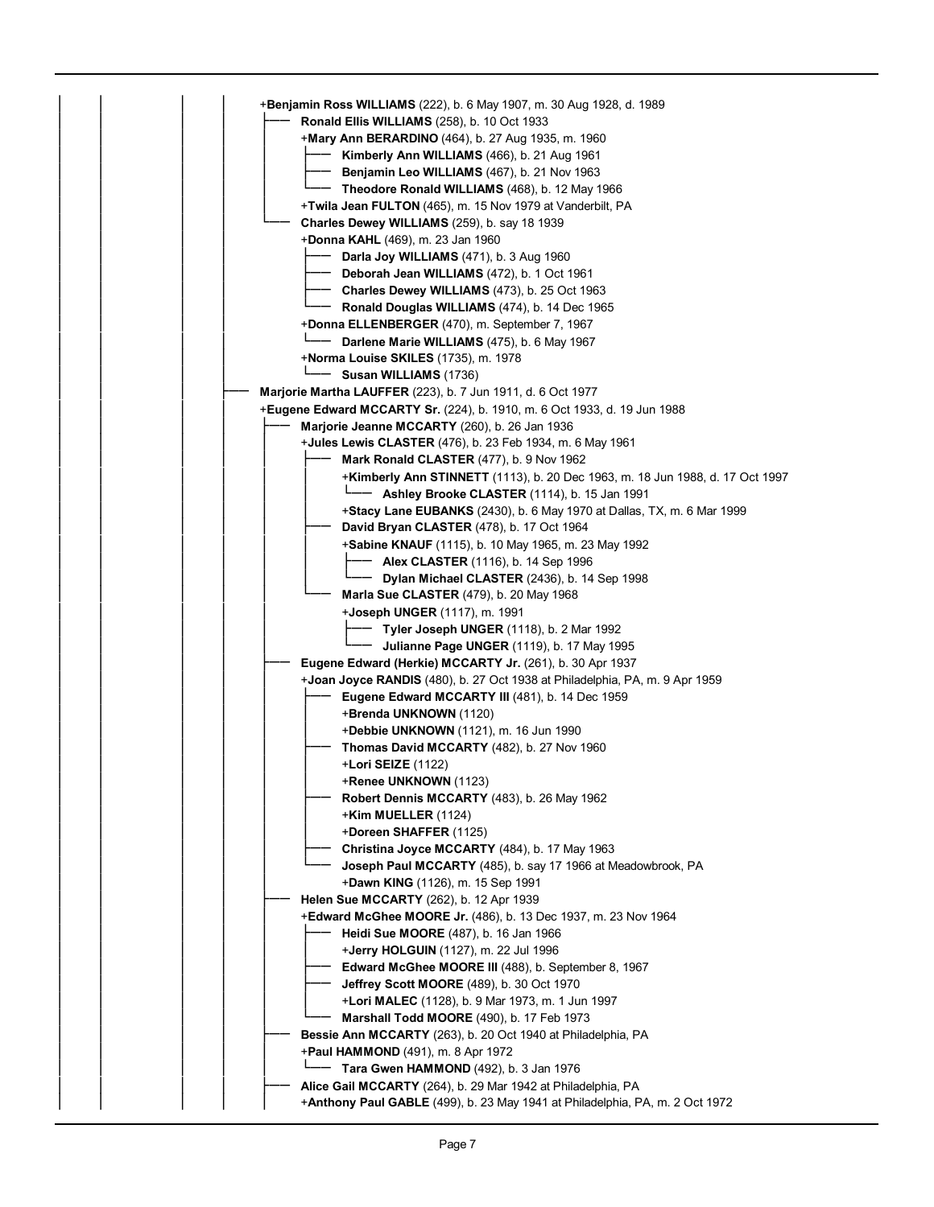- +**Benjamin Ross WILLIAMS** (222), b. 6 May 1907, m. 30 Aug 1928, d. 1989
  - **Ronald Ellis WILLIAMS** (258), b. 10 Oct 1933
    - +**Mary Ann BERARDINO** (464), b. 27 Aug 1935, m. 1960
      - **Kimberly Ann WILLIAMS** (466), b. 21 Aug 1961
      - **Benjamin Leo WILLIAMS** (467), b. 21 Nov 1963
      - **Theodore Ronald WILLIAMS** (468), b. 12 May 1966
    - +**Twila Jean FULTON** (465), m. 15 Nov 1979 at Vanderbilt, PA
  - **Charles Dewey WILLIAMS** (259), b. say 18 1939
    - +**Donna KAHL** (469), m. 23 Jan 1960
      - **Darla Joy WILLIAMS** (471), b. 3 Aug 1960
      - **Deborah Jean WILLIAMS** (472), b. 1 Oct 1961
      - **Charles Dewey WILLIAMS** (473), b. 25 Oct 1963
      - **Ronald Douglas WILLIAMS** (474), b. 14 Dec 1965
    - +**Donna ELLENBERGER** (470), m. September 7, 1967
      - **Darlene Marie WILLIAMS** (475), b. 6 May 1967
    - +**Norma Louise SKILES** (1735), m. 1978
      - **Susan WILLIAMS** (1736)
- **Marjorie Martha LAUFFER** (223), b. 7 Jun 1911, d. 6 Oct 1977
- +**Eugene Edward MCCARTY Sr.** (224), b. 1910, m. 6 Oct 1933, d. 19 Jun 1988
  - **Marjorie Jeanne MCCARTY** (260), b. 26 Jan 1936
    - +**Jules Lewis CLASTER** (476), b. 23 Feb 1934, m. 6 May 1961
      - **Mark Ronald CLASTER** (477), b. 9 Nov 1962
        - +**Kimberly Ann STINNETT** (1113), b. 20 Dec 1963, m. 18 Jun 1988, d. 17 Oct 1997
          - **Ashley Brooke CLASTER** (1114), b. 15 Jan 1991
        - +**Stacy Lane EUBANKS** (2430), b. 6 May 1970 at Dallas, TX, m. 6 Mar 1999
      - **David Bryan CLASTER** (478), b. 17 Oct 1964
        - +**Sabine KNAUF** (1115), b. 10 May 1965, m. 23 May 1992
          - **Alex CLASTER** (1116), b. 14 Sep 1996
          - **Dylan Michael CLASTER** (2436), b. 14 Sep 1998
      - **Marla Sue CLASTER** (479), b. 20 May 1968
        - +**Joseph UNGER** (1117), m. 1991
          - **Tyler Joseph UNGER** (1118), b. 2 Mar 1992
          - **Julianne Page UNGER** (1119), b. 17 May 1995
  - **Eugene Edward (Herkie) MCCARTY Jr.** (261), b. 30 Apr 1937
    - +**Joan Joyce RANDIS** (480), b. 27 Oct 1938 at Philadelphia, PA, m. 9 Apr 1959
      - **Eugene Edward MCCARTY III** (481), b. 14 Dec 1959
        - +**Brenda UNKNOWN** (1120)
        - +**Debbie UNKNOWN** (1121), m. 16 Jun 1990
      - **Thomas David MCCARTY** (482), b. 27 Nov 1960
        - +**Lori SEIZE** (1122)
        - +**Renee UNKNOWN** (1123)
      - **Robert Dennis MCCARTY** (483), b. 26 May 1962
        - +**Kim MUELLER** (1124)
        - +**Doreen SHAFFER** (1125)
      - **Christina Joyce MCCARTY** (484), b. 17 May 1963
      - **Joseph Paul MCCARTY** (485), b. say 17 1966 at Meadowbrook, PA
        - +**Dawn KING** (1126), m. 15 Sep 1991
  - **Helen Sue MCCARTY** (262), b. 12 Apr 1939
    - +**Edward McGhee MOORE Jr.** (486), b. 13 Dec 1937, m. 23 Nov 1964
      - **Heidi Sue MOORE** (487), b. 16 Jan 1966
        - +**Jerry HOLGUIN** (1127), m. 22 Jul 1996
      - **Edward McGhee MOORE III** (488), b. September 8, 1967
      - **Jeffrey Scott MOORE** (489), b. 30 Oct 1970
        - +**Lori MALEC** (1128), b. 9 Mar 1973, m. 1 Jun 1997
      - **Marshall Todd MOORE** (490), b. 17 Feb 1973
  - **Bessie Ann MCCARTY** (263), b. 20 Oct 1940 at Philadelphia, PA
    - +**Paul HAMMOND** (491), m. 8 Apr 1972
      - **Tara Gwen HAMMOND** (492), b. 3 Jan 1976
  - **Alice Gail MCCARTY** (264), b. 29 Mar 1942 at Philadelphia, PA
    - +**Anthony Paul GABLE** (499), b. 23 May 1941 at Philadelphia, PA, m. 2 Oct 1972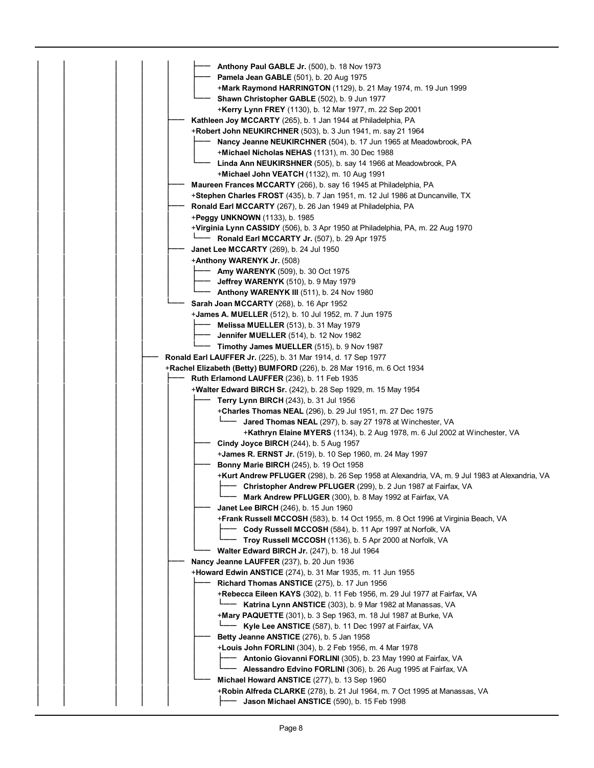- **Anthony Paul GABLE Jr.** (500), b. 18 Nov 1973
- **Pamela Jean GABLE** (501), b. 20 Aug 1975
  - +**Mark Raymond HARRINGTON** (1129), b. 21 May 1974, m. 19 Jun 1999
- **Shawn Christopher GABLE** (502), b. 9 Jun 1977
  - +**Kerry Lynn FREY** (1130), b. 12 Mar 1977, m. 22 Sep 2001

**Kathleen Joy MCCARTY** (265), b. 1 Jan 1944 at Philadelphia, PA
+**Robert John NEUKIRCHNER** (503), b. 3 Jun 1941, m. say 21 1964
- **Nancy Jeanne NEUKIRCHNER** (504), b. 17 Jun 1965 at Meadowbrook, PA
  - +**Michael Nicholas NEHAS** (1131), m. 30 Dec 1988
- **Linda Ann NEUKIRSHNER** (505), b. say 14 1966 at Meadowbrook, PA
  - +**Michael John VEATCH** (1132), m. 10 Aug 1991

**Maureen Frances MCCARTY** (266), b. say 16 1945 at Philadelphia, PA
+**Stephen Charles FROST** (435), b. 7 Jan 1951, m. 12 Jul 1986 at Duncanville, TX

**Ronald Earl MCCARTY** (267), b. 26 Jan 1949 at Philadelphia, PA
+**Peggy UNKNOWN** (1133), b. 1985
+**Virginia Lynn CASSIDY** (506), b. 3 Apr 1950 at Philadelphia, PA, m. 22 Aug 1970
- **Ronald Earl MCCARTY Jr.** (507), b. 29 Apr 1975

**Janet Lee MCCARTY** (269), b. 24 Jul 1950
+**Anthony WARENYK Jr.** (508)
- **Amy WARENYK** (509), b. 30 Oct 1975
- **Jeffrey WARENYK** (510), b. 9 May 1979
- **Anthony WARENYK III** (511), b. 24 Nov 1980

**Sarah Joan MCCARTY** (268), b. 16 Apr 1952
+**James A. MUELLER** (512), b. 10 Jul 1952, m. 7 Jun 1975
- **Melissa MUELLER** (513), b. 31 May 1979
- **Jennifer MUELLER** (514), b. 12 Nov 1982
- **Timothy James MUELLER** (515), b. 9 Nov 1987

**Ronald Earl LAUFFER Jr.** (225), b. 31 Mar 1914, d. 17 Sep 1977
+**Rachel Elizabeth (Betty) BUMFORD** (226), b. 28 Mar 1916, m. 6 Oct 1934

**Ruth Erlamond LAUFFER** (236), b. 11 Feb 1935
+**Walter Edward BIRCH Sr.** (242), b. 28 Sep 1929, m. 15 May 1954
- **Terry Lynn BIRCH** (243), b. 31 Jul 1956
  - +**Charles Thomas NEAL** (296), b. 29 Jul 1951, m. 27 Dec 1975
    - **Jared Thomas NEAL** (297), b. say 27 1978 at Winchester, VA
      - +**Kathryn Elaine MYERS** (1134), b. 2 Aug 1978, m. 6 Jul 2002 at Winchester, VA
- **Cindy Joyce BIRCH** (244), b. 5 Aug 1957
  - +**James R. ERNST Jr.** (519), b. 10 Sep 1960, m. 24 May 1997
- **Bonny Marie BIRCH** (245), b. 19 Oct 1958
  - +**Kurt Andrew PFLUGER** (298), b. 26 Sep 1958 at Alexandria, VA, m. 9 Jul 1983 at Alexandria, VA
    - **Christopher Andrew PFLUGER** (299), b. 2 Jun 1987 at Fairfax, VA
    - **Mark Andrew PFLUGER** (300), b. 8 May 1992 at Fairfax, VA
- **Janet Lee BIRCH** (246), b. 15 Jun 1960
  - +**Frank Russell MCCOSH** (583), b. 14 Oct 1955, m. 8 Oct 1996 at Virginia Beach, VA
    - **Cody Russell MCCOSH** (584), b. 11 Apr 1997 at Norfolk, VA
    - **Troy Russell MCCOSH** (1136), b. 5 Apr 2000 at Norfolk, VA
- **Walter Edward BIRCH Jr.** (247), b. 18 Jul 1964

**Nancy Jeanne LAUFFER** (237), b. 20 Jun 1936
+**Howard Edwin ANSTICE** (274), b. 31 Mar 1935, m. 11 Jun 1955
- **Richard Thomas ANSTICE** (275), b. 17 Jun 1956
  - +**Rebecca Eileen KAYS** (302), b. 11 Feb 1956, m. 29 Jul 1977 at Fairfax, VA
    - **Katrina Lynn ANSTICE** (303), b. 9 Mar 1982 at Manassas, VA
  - +**Mary PAQUETTE** (301), b. 3 Sep 1963, m. 18 Jul 1987 at Burke, VA
    - **Kyle Lee ANSTICE** (587), b. 11 Dec 1997 at Fairfax, VA
- **Betty Jeanne ANSTICE** (276), b. 5 Jan 1958
  - +**Louis John FORLINI** (304), b. 2 Feb 1956, m. 4 Mar 1978
    - **Antonio Giovanni FORLINI** (305), b. 23 May 1990 at Fairfax, VA
    - **Alessandro Edvino FORLINI** (306), b. 26 Aug 1995 at Fairfax, VA
- **Michael Howard ANSTICE** (277), b. 13 Sep 1960
  - +**Robin Alfreda CLARKE** (278), b. 21 Jul 1964, m. 7 Oct 1995 at Manassas, VA
    - **Jason Michael ANSTICE** (590), b. 15 Feb 1998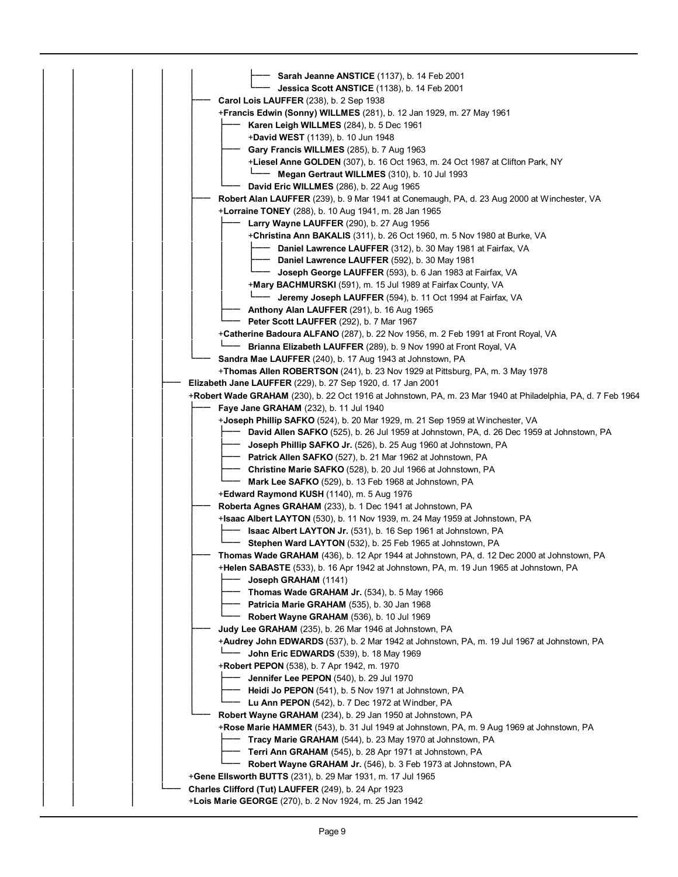- **Sarah Jeanne ANSTICE** (1137), b. 14 Feb 2001
- **Jessica Scott ANSTICE** (1138), b. 14 Feb 2001

**Carol Lois LAUFFER** (238), b. 2 Sep 1938
+**Francis Edwin (Sonny) WILLMES** (281), b. 12 Jan 1929, m. 27 May 1961
- **Karen Leigh WILLMES** (284), b. 5 Dec 1961
  +**David WEST** (1139), b. 10 Jun 1948
- **Gary Francis WILLMES** (285), b. 7 Aug 1963
  +**Liesel Anne GOLDEN** (307), b. 16 Oct 1963, m. 24 Oct 1987 at Clifton Park, NY
  - **Megan Gertraut WILLMES** (310), b. 10 Jul 1993
- **David Eric WILLMES** (286), b. 22 Aug 1965

**Robert Alan LAUFFER** (239), b. 9 Mar 1941 at Conemaugh, PA, d. 23 Aug 2000 at Winchester, VA
+**Lorraine TONEY** (288), b. 10 Aug 1941, m. 28 Jan 1965
- **Larry Wayne LAUFFER** (290), b. 27 Aug 1956
  +**Christina Ann BAKALIS** (311), b. 26 Oct 1960, m. 5 Nov 1980 at Burke, VA
  - **Daniel Lawrence LAUFFER** (312), b. 30 May 1981 at Fairfax, VA
  - **Daniel Lawrence LAUFFER** (592), b. 30 May 1981
  - **Joseph George LAUFFER** (593), b. 6 Jan 1983 at Fairfax, VA

  +**Mary BACHMURSKI** (591), m. 15 Jul 1989 at Fairfax County, VA
  - **Jeremy Joseph LAUFFER** (594), b. 11 Oct 1994 at Fairfax, VA
- **Anthony Alan LAUFFER** (291), b. 16 Aug 1965
- **Peter Scott LAUFFER** (292), b. 7 Mar 1967

+**Catherine Badoura ALFANO** (287), b. 22 Nov 1956, m. 2 Feb 1991 at Front Royal, VA
- **Brianna Elizabeth LAUFFER** (289), b. 9 Nov 1990 at Front Royal, VA

**Sandra Mae LAUFFER** (240), b. 17 Aug 1943 at Johnstown, PA
+**Thomas Allen ROBERTSON** (241), b. 23 Nov 1929 at Pittsburg, PA, m. 3 May 1978

**Elizabeth Jane LAUFFER** (229), b. 27 Sep 1920, d. 17 Jan 2001
+**Robert Wade GRAHAM** (230), b. 22 Oct 1916 at Johnstown, PA, m. 23 Mar 1940 at Philadelphia, PA, d. 7 Feb 1964
- **Faye Jane GRAHAM** (232), b. 11 Jul 1940
  +**Joseph Phillip SAFKO** (524), b. 20 Mar 1929, m. 21 Sep 1959 at Winchester, VA
  - **David Allen SAFKO** (525), b. 26 Jul 1959 at Johnstown, PA, d. 26 Dec 1959 at Johnstown, PA
  - **Joseph Phillip SAFKO Jr.** (526), b. 25 Aug 1960 at Johnstown, PA
  - **Patrick Allen SAFKO** (527), b. 21 Mar 1962 at Johnstown, PA
  - **Christine Marie SAFKO** (528), b. 20 Jul 1966 at Johnstown, PA
  - **Mark Lee SAFKO** (529), b. 13 Feb 1968 at Johnstown, PA

  +**Edward Raymond KUSH** (1140), m. 5 Aug 1976
- **Roberta Agnes GRAHAM** (233), b. 1 Dec 1941 at Johnstown, PA
  +**Isaac Albert LAYTON** (530), b. 11 Nov 1939, m. 24 May 1959 at Johnstown, PA
  - **Isaac Albert LAYTON Jr.** (531), b. 16 Sep 1961 at Johnstown, PA
  - **Stephen Ward LAYTON** (532), b. 25 Feb 1965 at Johnstown, PA
- **Thomas Wade GRAHAM** (436), b. 12 Apr 1944 at Johnstown, PA, d. 12 Dec 2000 at Johnstown, PA
  +**Helen SABASTE** (533), b. 16 Apr 1942 at Johnstown, PA, m. 19 Jun 1965 at Johnstown, PA
  - **Joseph GRAHAM** (1141)
  - **Thomas Wade GRAHAM Jr.** (534), b. 5 May 1966
  - **Patricia Marie GRAHAM** (535), b. 30 Jan 1968
  - **Robert Wayne GRAHAM** (536), b. 10 Jul 1969
- **Judy Lee GRAHAM** (235), b. 26 Mar 1946 at Johnstown, PA
  +**Audrey John EDWARDS** (537), b. 2 Mar 1942 at Johnstown, PA, m. 19 Jul 1967 at Johnstown, PA
  - **John Eric EDWARDS** (539), b. 18 May 1969

  +**Robert PEPON** (538), b. 7 Apr 1942, m. 1970
  - **Jennifer Lee PEPON** (540), b. 29 Jul 1970
  - **Heidi Jo PEPON** (541), b. 5 Nov 1971 at Johnstown, PA
  - **Lu Ann PEPON** (542), b. 7 Dec 1972 at Windber, PA
- **Robert Wayne GRAHAM** (234), b. 29 Jan 1950 at Johnstown, PA
  +**Rose Marie HAMMER** (543), b. 31 Jul 1949 at Johnstown, PA, m. 9 Aug 1969 at Johnstown, PA
  - **Tracy Marie GRAHAM** (544), b. 23 May 1970 at Johnstown, PA
  - **Terri Ann GRAHAM** (545), b. 28 Apr 1971 at Johnstown, PA
  - **Robert Wayne GRAHAM Jr.** (546), b. 3 Feb 1973 at Johnstown, PA

+**Gene Ellsworth BUTTS** (231), b. 29 Mar 1931, m. 17 Jul 1965

**Charles Clifford (Tut) LAUFFER** (249), b. 24 Apr 1923
+**Lois Marie GEORGE** (270), b. 2 Nov 1924, m. 25 Jan 1942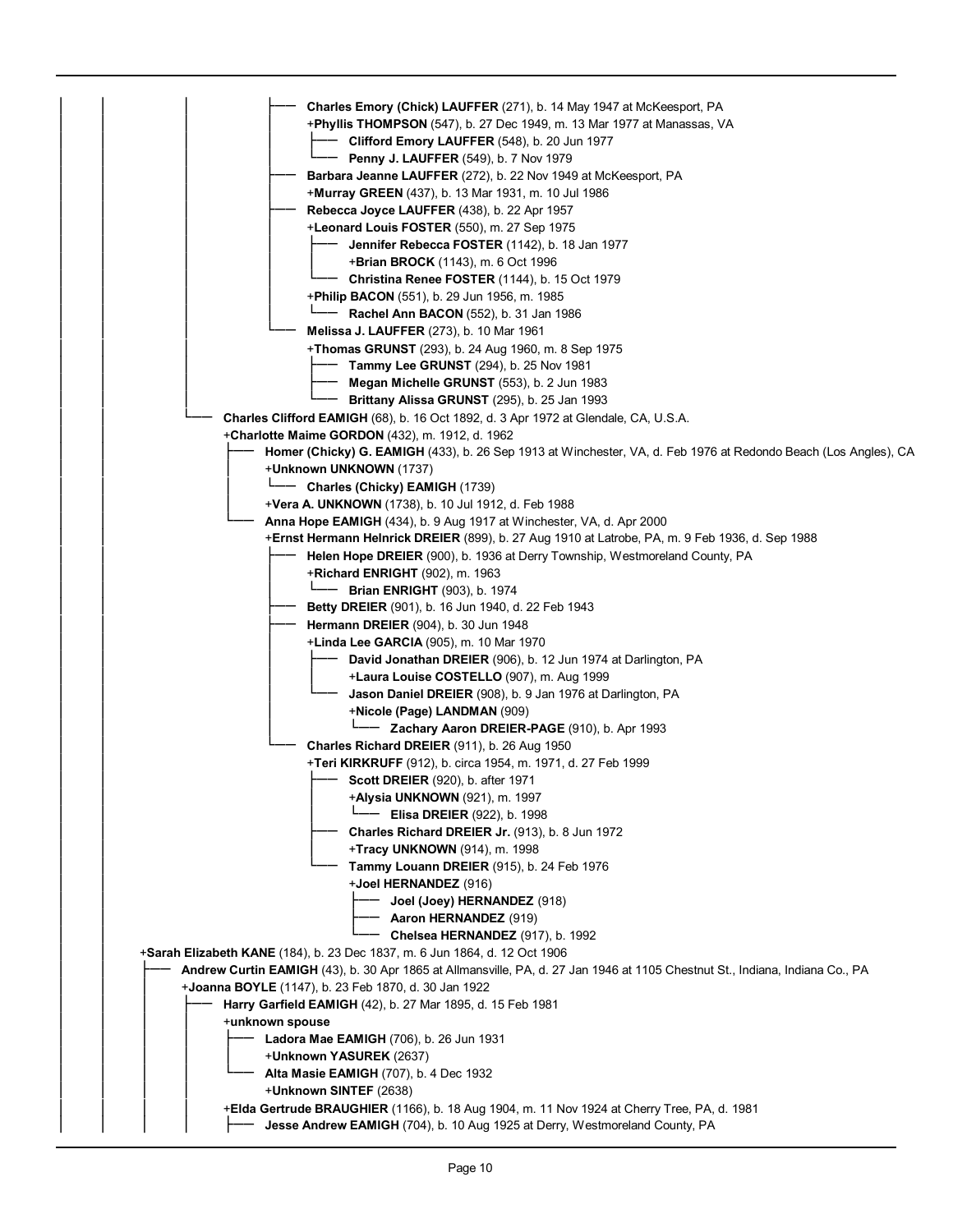- **Charles Emory (Chick) LAUFFER** (271), b. 14 May 1947 at McKeesport, PA
  - +**Phyllis THOMPSON** (547), b. 27 Dec 1949, m. 13 Mar 1977 at Manassas, VA
    - **Clifford Emory LAUFFER** (548), b. 20 Jun 1977
    - **Penny J. LAUFFER** (549), b. 7 Nov 1979
- **Barbara Jeanne LAUFFER** (272), b. 22 Nov 1949 at McKeesport, PA
  - +**Murray GREEN** (437), b. 13 Mar 1931, m. 10 Jul 1986
- **Rebecca Joyce LAUFFER** (438), b. 22 Apr 1957
  - +**Leonard Louis FOSTER** (550), m. 27 Sep 1975
    - **Jennifer Rebecca FOSTER** (1142), b. 18 Jan 1977
      - +**Brian BROCK** (1143), m. 6 Oct 1996
    - **Christina Renee FOSTER** (1144), b. 15 Oct 1979
  - +**Philip BACON** (551), b. 29 Jun 1956, m. 1985
    - **Rachel Ann BACON** (552), b. 31 Jan 1986
- **Melissa J. LAUFFER** (273), b. 10 Mar 1961
  - +**Thomas GRUNST** (293), b. 24 Aug 1960, m. 8 Sep 1975
    - **Tammy Lee GRUNST** (294), b. 25 Nov 1981
    - **Megan Michelle GRUNST** (553), b. 2 Jun 1983
    - **Brittany Alissa GRUNST** (295), b. 25 Jan 1993

- **Charles Clifford EAMIGH** (68), b. 16 Oct 1892, d. 3 Apr 1972 at Glendale, CA, U.S.A.
  - +**Charlotte Maime GORDON** (432), m. 1912, d. 1962
    - **Homer (Chicky) G. EAMIGH** (433), b. 26 Sep 1913 at Winchester, VA, d. Feb 1976 at Redondo Beach (Los Angles), CA
      - +**Unknown UNKNOWN** (1737)
        - **Charles (Chicky) EAMIGH** (1739)
      - +**Vera A. UNKNOWN** (1738), b. 10 Jul 1912, d. Feb 1988
    - **Anna Hope EAMIGH** (434), b. 9 Aug 1917 at Winchester, VA, d. Apr 2000
      - +**Ernst Hermann Helnrick DREIER** (899), b. 27 Aug 1910 at Latrobe, PA, m. 9 Feb 1936, d. Sep 1988
        - **Helen Hope DREIER** (900), b. 1936 at Derry Township, Westmoreland County, PA
          - +**Richard ENRIGHT** (902), m. 1963
            - **Brian ENRIGHT** (903), b. 1974
        - **Betty DREIER** (901), b. 16 Jun 1940, d. 22 Feb 1943
        - **Hermann DREIER** (904), b. 30 Jun 1948
          - +**Linda Lee GARCIA** (905), m. 10 Mar 1970
            - **David Jonathan DREIER** (906), b. 12 Jun 1974 at Darlington, PA
              - +**Laura Louise COSTELLO** (907), m. Aug 1999
            - **Jason Daniel DREIER** (908), b. 9 Jan 1976 at Darlington, PA
              - +**Nicole (Page) LANDMAN** (909)
                - **Zachary Aaron DREIER-PAGE** (910), b. Apr 1993
        - **Charles Richard DREIER** (911), b. 26 Aug 1950
          - +**Teri KIRKRUFF** (912), b. circa 1954, m. 1971, d. 27 Feb 1999
            - **Scott DREIER** (920), b. after 1971
              - +**Alysia UNKNOWN** (921), m. 1997
                - **Elisa DREIER** (922), b. 1998
            - **Charles Richard DREIER Jr.** (913), b. 8 Jun 1972
              - +**Tracy UNKNOWN** (914), m. 1998
            - **Tammy Louann DREIER** (915), b. 24 Feb 1976
              - +**Joel HERNANDEZ** (916)
                - **Joel (Joey) HERNANDEZ** (918)
                - **Aaron HERNANDEZ** (919)
                - **Chelsea HERNANDEZ** (917), b. 1992

+**Sarah Elizabeth KANE** (184), b. 23 Dec 1837, m. 6 Jun 1864, d. 12 Oct 1906
- **Andrew Curtin EAMIGH** (43), b. 30 Apr 1865 at Allmansville, PA, d. 27 Jan 1946 at 1105 Chestnut St., Indiana, Indiana Co., PA
  - +**Joanna BOYLE** (1147), b. 23 Feb 1870, d. 30 Jan 1922
    - **Harry Garfield EAMIGH** (42), b. 27 Mar 1895, d. 15 Feb 1981
      - +**unknown spouse**
        - **Ladora Mae EAMIGH** (706), b. 26 Jun 1931
          - +**Unknown YASUREK** (2637)
        - **Alta Masie EAMIGH** (707), b. 4 Dec 1932
          - +**Unknown SINTEF** (2638)
      - +**Elda Gertrude BRAUGHIER** (1166), b. 18 Aug 1904, m. 11 Nov 1924 at Cherry Tree, PA, d. 1981
        - **Jesse Andrew EAMIGH** (704), b. 10 Aug 1925 at Derry, Westmoreland County, PA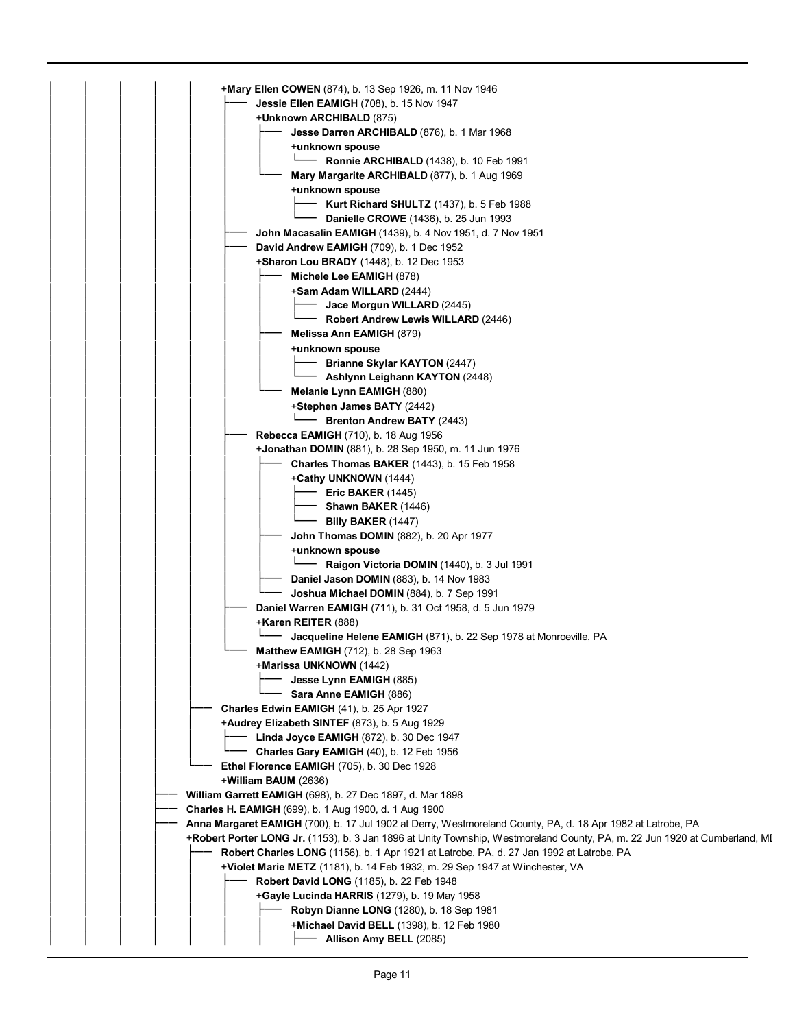- +**Mary Ellen COWEN** (874), b. 13 Sep 1926, m. 11 Nov 1946
  - **Jessie Ellen EAMIGH** (708), b. 15 Nov 1947
    - +**Unknown ARCHIBALD** (875)
      - **Jesse Darren ARCHIBALD** (876), b. 1 Mar 1968
        - +**unknown spouse**
          - **Ronnie ARCHIBALD** (1438), b. 10 Feb 1991
      - **Mary Margarite ARCHIBALD** (877), b. 1 Aug 1969
        - +**unknown spouse**
          - **Kurt Richard SHULTZ** (1437), b. 5 Feb 1988
          - **Danielle CROWE** (1436), b. 25 Jun 1993
  - **John Macasalin EAMIGH** (1439), b. 4 Nov 1951, d. 7 Nov 1951
  - **David Andrew EAMIGH** (709), b. 1 Dec 1952
    - +**Sharon Lou BRADY** (1448), b. 12 Dec 1953
      - **Michele Lee EAMIGH** (878)
        - +**Sam Adam WILLARD** (2444)
          - **Jace Morgun WILLARD** (2445)
          - **Robert Andrew Lewis WILLARD** (2446)
      - **Melissa Ann EAMIGH** (879)
        - +**unknown spouse**
          - **Brianne Skylar KAYTON** (2447)
          - **Ashlynn Leighann KAYTON** (2448)
      - **Melanie Lynn EAMIGH** (880)
        - +**Stephen James BATY** (2442)
          - **Brenton Andrew BATY** (2443)
  - **Rebecca EAMIGH** (710), b. 18 Aug 1956
    - +**Jonathan DOMIN** (881), b. 28 Sep 1950, m. 11 Jun 1976
      - **Charles Thomas BAKER** (1443), b. 15 Feb 1958
        - +**Cathy UNKNOWN** (1444)
          - **Eric BAKER** (1445)
          - **Shawn BAKER** (1446)
          - **Billy BAKER** (1447)
      - **John Thomas DOMIN** (882), b. 20 Apr 1977
        - +**unknown spouse**
          - **Raigon Victoria DOMIN** (1440), b. 3 Jul 1991
      - **Daniel Jason DOMIN** (883), b. 14 Nov 1983
      - **Joshua Michael DOMIN** (884), b. 7 Sep 1991
  - **Daniel Warren EAMIGH** (711), b. 31 Oct 1958, d. 5 Jun 1979
    - +**Karen REITER** (888)
      - **Jacqueline Helene EAMIGH** (871), b. 22 Sep 1978 at Monroeville, PA
  - **Matthew EAMIGH** (712), b. 28 Sep 1963
    - +**Marissa UNKNOWN** (1442)
      - **Jesse Lynn EAMIGH** (885)
      - **Sara Anne EAMIGH** (886)
- **Charles Edwin EAMIGH** (41), b. 25 Apr 1927
  - +**Audrey Elizabeth SINTEF** (873), b. 5 Aug 1929
    - **Linda Joyce EAMIGH** (872), b. 30 Dec 1947
    - **Charles Gary EAMIGH** (40), b. 12 Feb 1956
- **Ethel Florence EAMIGH** (705), b. 30 Dec 1928
  - +**William BAUM** (2636)

- **William Garrett EAMIGH** (698), b. 27 Dec 1897, d. Mar 1898
- **Charles H. EAMIGH** (699), b. 1 Aug 1900, d. 1 Aug 1900
- **Anna Margaret EAMIGH** (700), b. 17 Jul 1902 at Derry, Westmoreland County, PA, d. 18 Apr 1982 at Latrobe, PA
  - +**Robert Porter LONG Jr.** (1153), b. 3 Jan 1896 at Unity Township, Westmoreland County, PA, m. 22 Jun 1920 at Cumberland, MI
    - **Robert Charles LONG** (1156), b. 1 Apr 1921 at Latrobe, PA, d. 27 Jan 1992 at Latrobe, PA
      - +**Violet Marie METZ** (1181), b. 14 Feb 1932, m. 29 Sep 1947 at Winchester, VA
        - **Robert David LONG** (1185), b. 22 Feb 1948
          - +**Gayle Lucinda HARRIS** (1279), b. 19 May 1958
            - **Robyn Dianne LONG** (1280), b. 18 Sep 1981
              - +**Michael David BELL** (1398), b. 12 Feb 1980
                - **Allison Amy BELL** (2085)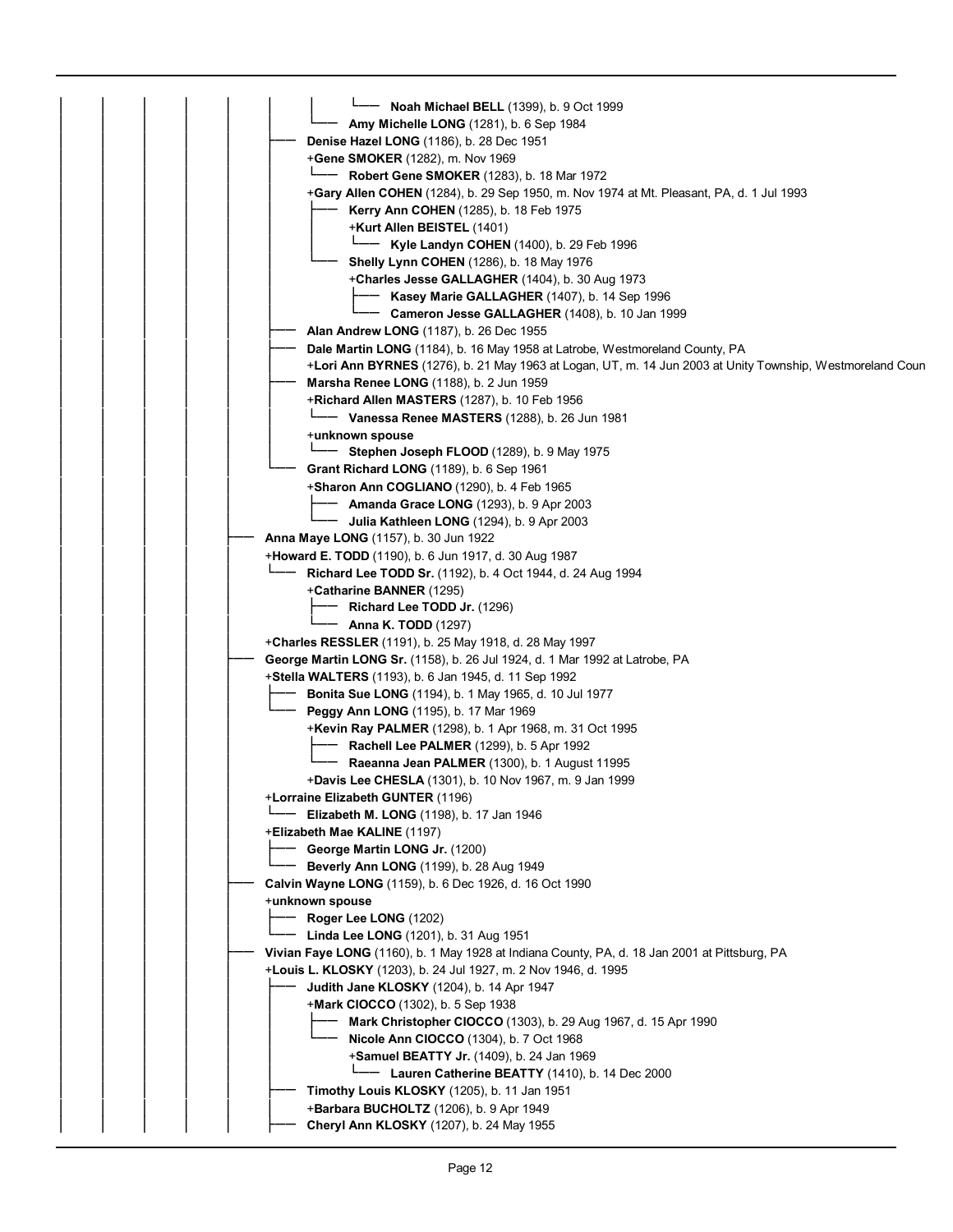- Noah Michael BELL (1399), b. 9 Oct 1999
- Amy Michelle LONG (1281), b. 6 Sep 1984
- Denise Hazel LONG (1186), b. 28 Dec 1951
  - +Gene SMOKER (1282), m. Nov 1969
    - Robert Gene SMOKER (1283), b. 18 Mar 1972
  - +Gary Allen COHEN (1284), b. 29 Sep 1950, m. Nov 1974 at Mt. Pleasant, PA, d. 1 Jul 1993
    - Kerry Ann COHEN (1285), b. 18 Feb 1975
      - +Kurt Allen BEISTEL (1401)
        - Kyle Landyn COHEN (1400), b. 29 Feb 1996
    - Shelly Lynn COHEN (1286), b. 18 May 1976
      - +Charles Jesse GALLAGHER (1404), b. 30 Aug 1973
        - Kasey Marie GALLAGHER (1407), b. 14 Sep 1996
        - Cameron Jesse GALLAGHER (1408), b. 10 Jan 1999
- Alan Andrew LONG (1187), b. 26 Dec 1955
- Dale Martin LONG (1184), b. 16 May 1958 at Latrobe, Westmoreland County, PA
  - +Lori Ann BYRNES (1276), b. 21 May 1963 at Logan, UT, m. 14 Jun 2003 at Unity Township, Westmoreland Coun
- Marsha Renee LONG (1188), b. 2 Jun 1959
  - +Richard Allen MASTERS (1287), b. 10 Feb 1956
    - Vanessa Renee MASTERS (1288), b. 26 Jun 1981
  - +unknown spouse
    - Stephen Joseph FLOOD (1289), b. 9 May 1975
- Grant Richard LONG (1189), b. 6 Sep 1961
  - +Sharon Ann COGLIANO (1290), b. 4 Feb 1965
    - Amanda Grace LONG (1293), b. 9 Apr 2003
    - Julia Kathleen LONG (1294), b. 9 Apr 2003

- Anna Maye LONG (1157), b. 30 Jun 1922
  - +Howard E. TODD (1190), b. 6 Jun 1917, d. 30 Aug 1987
    - Richard Lee TODD Sr. (1192), b. 4 Oct 1944, d. 24 Aug 1994
      - +Catharine BANNER (1295)
        - Richard Lee TODD Jr. (1296)
        - Anna K. TODD (1297)
  - +Charles RESSLER (1191), b. 25 May 1918, d. 28 May 1997
- George Martin LONG Sr. (1158), b. 26 Jul 1924, d. 1 Mar 1992 at Latrobe, PA
  - +Stella WALTERS (1193), b. 6 Jan 1945, d. 11 Sep 1992
    - Bonita Sue LONG (1194), b. 1 May 1965, d. 10 Jul 1977
    - Peggy Ann LONG (1195), b. 17 Mar 1969
      - +Kevin Ray PALMER (1298), b. 1 Apr 1968, m. 31 Oct 1995
        - Rachell Lee PALMER (1299), b. 5 Apr 1992
        - Raeanna Jean PALMER (1300), b. 1 August 11995
      - +Davis Lee CHESLA (1301), b. 10 Nov 1967, m. 9 Jan 1999
  - +Lorraine Elizabeth GUNTER (1196)
    - Elizabeth M. LONG (1198), b. 17 Jan 1946
  - +Elizabeth Mae KALINE (1197)
    - George Martin LONG Jr. (1200)
    - Beverly Ann LONG (1199), b. 28 Aug 1949
- Calvin Wayne LONG (1159), b. 6 Dec 1926, d. 16 Oct 1990
  - +unknown spouse
    - Roger Lee LONG (1202)
    - Linda Lee LONG (1201), b. 31 Aug 1951
- Vivian Faye LONG (1160), b. 1 May 1928 at Indiana County, PA, d. 18 Jan 2001 at Pittsburg, PA
  - +Louis L. KLOSKY (1203), b. 24 Jul 1927, m. 2 Nov 1946, d. 1995
    - Judith Jane KLOSKY (1204), b. 14 Apr 1947
      - +Mark CIOCCO (1302), b. 5 Sep 1938
        - Mark Christopher CIOCCO (1303), b. 29 Aug 1967, d. 15 Apr 1990
        - Nicole Ann CIOCCO (1304), b. 7 Oct 1968
          - +Samuel BEATTY Jr. (1409), b. 24 Jan 1969
            - Lauren Catherine BEATTY (1410), b. 14 Dec 2000
    - Timothy Louis KLOSKY (1205), b. 11 Jan 1951
      - +Barbara BUCHOLTZ (1206), b. 9 Apr 1949
    - Cheryl Ann KLOSKY (1207), b. 24 May 1955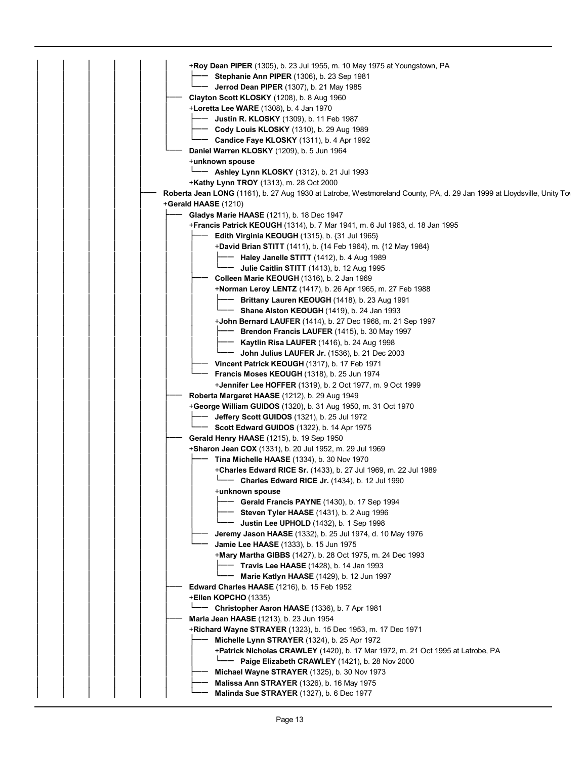- +**Roy Dean PIPER** (1305), b. 23 Jul 1955, m. 10 May 1975 at Youngstown, PA
  - **Stephanie Ann PIPER** (1306), b. 23 Sep 1981
  - **Jerrod Dean PIPER** (1307), b. 21 May 1985
- **Clayton Scott KLOSKY** (1208), b. 8 Aug 1960
- +**Loretta Lee WARE** (1308), b. 4 Jan 1970
  - **Justin R. KLOSKY** (1309), b. 11 Feb 1987
  - **Cody Louis KLOSKY** (1310), b. 29 Aug 1989
  - **Candice Faye KLOSKY** (1311), b. 4 Apr 1992
- **Daniel Warren KLOSKY** (1209), b. 5 Jun 1964
- +**unknown spouse**
  - **Ashley Lynn KLOSKY** (1312), b. 21 Jul 1993
- +**Kathy Lynn TROY** (1313), m. 28 Oct 2000

**Roberta Jean LONG** (1161), b. 27 Aug 1930 at Latrobe, Westmoreland County, PA, d. 29 Jan 1999 at Lloydsville, Unity Tow

+**Gerald HAASE** (1210)

- **Gladys Marie HAASE** (1211), b. 18 Dec 1947
- +**Francis Patrick KEOUGH** (1314), b. 7 Mar 1941, m. 6 Jul 1963, d. 18 Jan 1995
  - **Edith Virginia KEOUGH** (1315), b. {31 Jul 1965}
  - +**David Brian STITT** (1411), b. {14 Feb 1964}, m. {12 May 1984}
    - **Haley Janelle STITT** (1412), b. 4 Aug 1989
    - **Julie Caitlin STITT** (1413), b. 12 Aug 1995
  - **Colleen Marie KEOUGH** (1316), b. 2 Jan 1969
  - +**Norman Leroy LENTZ** (1417), b. 26 Apr 1965, m. 27 Feb 1988
    - **Brittany Lauren KEOUGH** (1418), b. 23 Aug 1991
    - **Shane Alston KEOUGH** (1419), b. 24 Jan 1993
  - +**John Bernard LAUFER** (1414), b. 27 Dec 1968, m. 21 Sep 1997
    - **Brendon Francis LAUFER** (1415), b. 30 May 1997
    - **Kaytlin Risa LAUFER** (1416), b. 24 Aug 1998
    - **John Julius LAUFER Jr.** (1536), b. 21 Dec 2003
  - **Vincent Patrick KEOUGH** (1317), b. 17 Feb 1971
  - **Francis Moses KEOUGH** (1318), b. 25 Jun 1974
  - +**Jennifer Lee HOFFER** (1319), b. 2 Oct 1977, m. 9 Oct 1999
- **Roberta Margaret HAASE** (1212), b. 29 Aug 1949
- +**George William GUIDOS** (1320), b. 31 Aug 1950, m. 31 Oct 1970
  - **Jeffery Scott GUIDOS** (1321), b. 25 Jul 1972
  - **Scott Edward GUIDOS** (1322), b. 14 Apr 1975
- **Gerald Henry HAASE** (1215), b. 19 Sep 1950
- +**Sharon Jean COX** (1331), b. 20 Jul 1952, m. 29 Jul 1969
  - **Tina Michelle HAASE** (1334), b. 30 Nov 1970
  - +**Charles Edward RICE Sr.** (1433), b. 27 Jul 1969, m. 22 Jul 1989
    - **Charles Edward RICE Jr.** (1434), b. 12 Jul 1990
  - +**unknown spouse**
    - **Gerald Francis PAYNE** (1430), b. 17 Sep 1994
    - **Steven Tyler HAASE** (1431), b. 2 Aug 1996
    - **Justin Lee UPHOLD** (1432), b. 1 Sep 1998
  - **Jeremy Jason HAASE** (1332), b. 25 Jul 1974, d. 10 May 1976
  - **Jamie Lee HAASE** (1333), b. 15 Jun 1975
  - +**Mary Martha GIBBS** (1427), b. 28 Oct 1975, m. 24 Dec 1993
    - **Travis Lee HAASE** (1428), b. 14 Jan 1993
    - **Marie Katlyn HAASE** (1429), b. 12 Jun 1997
- **Edward Charles HAASE** (1216), b. 15 Feb 1952
- +**Ellen KOPCHO** (1335)
  - **Christopher Aaron HAASE** (1336), b. 7 Apr 1981
- **Marla Jean HAASE** (1213), b. 23 Jun 1954
- +**Richard Wayne STRAYER** (1323), b. 15 Dec 1953, m. 17 Dec 1971
  - **Michelle Lynn STRAYER** (1324), b. 25 Apr 1972
  - +**Patrick Nicholas CRAWLEY** (1420), b. 17 Mar 1972, m. 21 Oct 1995 at Latrobe, PA
    - **Paige Elizabeth CRAWLEY** (1421), b. 28 Nov 2000
  - **Michael Wayne STRAYER** (1325), b. 30 Nov 1973
  - **Malissa Ann STRAYER** (1326), b. 16 May 1975
  - **Malinda Sue STRAYER** (1327), b. 6 Dec 1977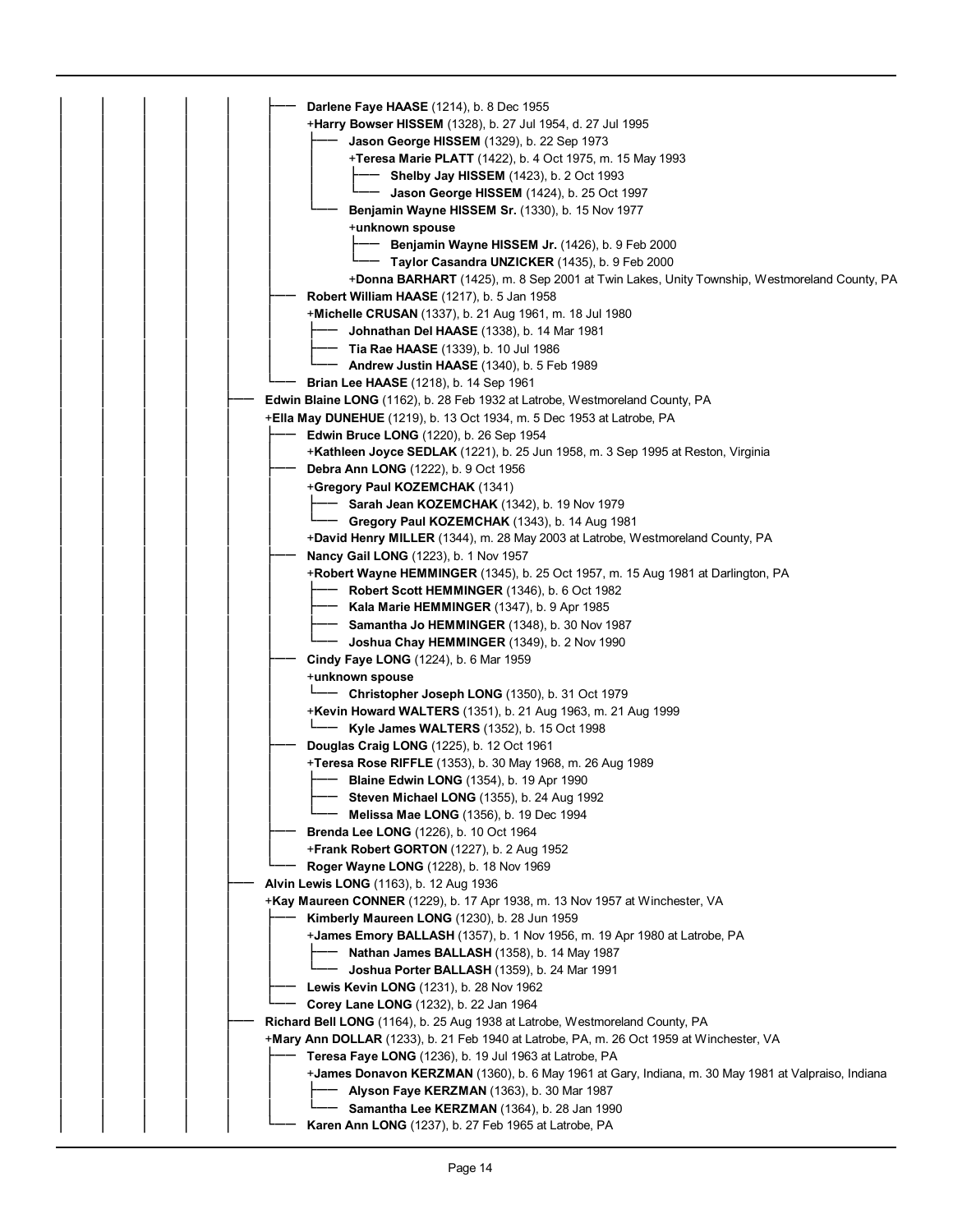- **Darlene Faye HAASE** (1214), b. 8 Dec 1955
  +**Harry Bowser HISSEM** (1328), b. 27 Jul 1954, d. 27 Jul 1995
  - **Jason George HISSEM** (1329), b. 22 Sep 1973
    +**Teresa Marie PLATT** (1422), b. 4 Oct 1975, m. 15 May 1993
    - **Shelby Jay HISSEM** (1423), b. 2 Oct 1993
    - **Jason George HISSEM** (1424), b. 25 Oct 1997
  - **Benjamin Wayne HISSEM Sr.** (1330), b. 15 Nov 1977
    +**unknown spouse**
    - **Benjamin Wayne HISSEM Jr.** (1426), b. 9 Feb 2000
    - **Taylor Casandra UNZICKER** (1435), b. 9 Feb 2000

    +**Donna BARHART** (1425), m. 8 Sep 2001 at Twin Lakes, Unity Township, Westmoreland County, PA
- **Robert William HAASE** (1217), b. 5 Jan 1958
  +**Michelle CRUSAN** (1337), b. 21 Aug 1961, m. 18 Jul 1980
  - **Johnathan Del HAASE** (1338), b. 14 Mar 1981
  - **Tia Rae HAASE** (1339), b. 10 Jul 1986
  - **Andrew Justin HAASE** (1340), b. 5 Feb 1989
- **Brian Lee HAASE** (1218), b. 14 Sep 1961

**Edwin Blaine LONG** (1162), b. 28 Feb 1932 at Latrobe, Westmoreland County, PA
+**Ella May DUNEHUE** (1219), b. 13 Oct 1934, m. 5 Dec 1953 at Latrobe, PA
- **Edwin Bruce LONG** (1220), b. 26 Sep 1954
  +**Kathleen Joyce SEDLAK** (1221), b. 25 Jun 1958, m. 3 Sep 1995 at Reston, Virginia
- **Debra Ann LONG** (1222), b. 9 Oct 1956
  +**Gregory Paul KOZEMCHAK** (1341)
  - **Sarah Jean KOZEMCHAK** (1342), b. 19 Nov 1979
  - **Gregory Paul KOZEMCHAK** (1343), b. 14 Aug 1981

  +**David Henry MILLER** (1344), m. 28 May 2003 at Latrobe, Westmoreland County, PA
- **Nancy Gail LONG** (1223), b. 1 Nov 1957
  +**Robert Wayne HEMMINGER** (1345), b. 25 Oct 1957, m. 15 Aug 1981 at Darlington, PA
  - **Robert Scott HEMMINGER** (1346), b. 6 Oct 1982
  - **Kala Marie HEMMINGER** (1347), b. 9 Apr 1985
  - **Samantha Jo HEMMINGER** (1348), b. 30 Nov 1987
  - **Joshua Chay HEMMINGER** (1349), b. 2 Nov 1990
- **Cindy Faye LONG** (1224), b. 6 Mar 1959
  +**unknown spouse**
  - **Christopher Joseph LONG** (1350), b. 31 Oct 1979

  +**Kevin Howard WALTERS** (1351), b. 21 Aug 1963, m. 21 Aug 1999
  - **Kyle James WALTERS** (1352), b. 15 Oct 1998
- **Douglas Craig LONG** (1225), b. 12 Oct 1961
  +**Teresa Rose RIFFLE** (1353), b. 30 May 1968, m. 26 Aug 1989
  - **Blaine Edwin LONG** (1354), b. 19 Apr 1990
  - **Steven Michael LONG** (1355), b. 24 Aug 1992
  - **Melissa Mae LONG** (1356), b. 19 Dec 1994
- **Brenda Lee LONG** (1226), b. 10 Oct 1964
  +**Frank Robert GORTON** (1227), b. 2 Aug 1952
- **Roger Wayne LONG** (1228), b. 18 Nov 1969

**Alvin Lewis LONG** (1163), b. 12 Aug 1936
+**Kay Maureen CONNER** (1229), b. 17 Apr 1938, m. 13 Nov 1957 at Winchester, VA
- **Kimberly Maureen LONG** (1230), b. 28 Jun 1959
  +**James Emory BALLASH** (1357), b. 1 Nov 1956, m. 19 Apr 1980 at Latrobe, PA
  - **Nathan James BALLASH** (1358), b. 14 May 1987
  - **Joshua Porter BALLASH** (1359), b. 24 Mar 1991
- **Lewis Kevin LONG** (1231), b. 28 Nov 1962
- **Corey Lane LONG** (1232), b. 22 Jan 1964

**Richard Bell LONG** (1164), b. 25 Aug 1938 at Latrobe, Westmoreland County, PA
+**Mary Ann DOLLAR** (1233), b. 21 Feb 1940 at Latrobe, PA, m. 26 Oct 1959 at Winchester, VA
- **Teresa Faye LONG** (1236), b. 19 Jul 1963 at Latrobe, PA
  +**James Donavon KERZMAN** (1360), b. 6 May 1961 at Gary, Indiana, m. 30 May 1981 at Valpraiso, Indiana
  - **Alyson Faye KERZMAN** (1363), b. 30 Mar 1987
  - **Samantha Lee KERZMAN** (1364), b. 28 Jan 1990
- **Karen Ann LONG** (1237), b. 27 Feb 1965 at Latrobe, PA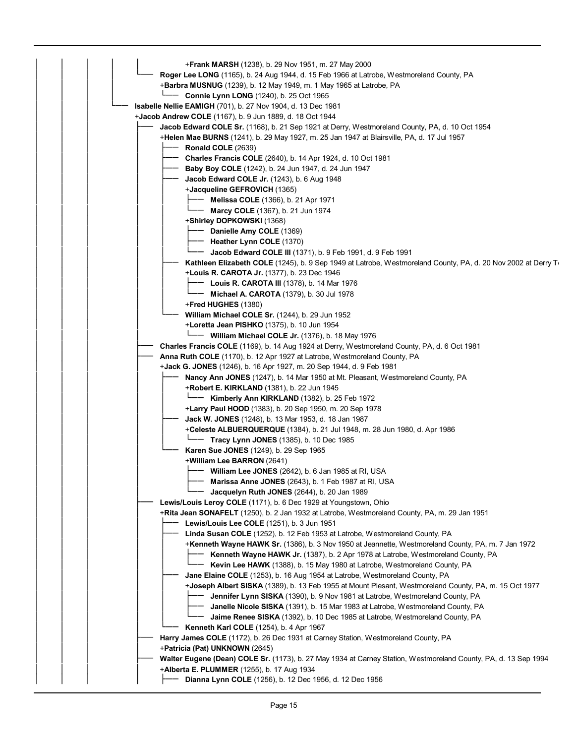- +**Frank MARSH** (1238), b. 29 Nov 1951, m. 27 May 2000
- **Roger Lee LONG** (1165), b. 24 Aug 1944, d. 15 Feb 1966 at Latrobe, Westmoreland County, PA
  - +**Barbra MUSNUG** (1239), b. 12 May 1949, m. 1 May 1965 at Latrobe, PA
    - **Connie Lynn LONG** (1240), b. 25 Oct 1965

**Isabelle Nellie EAMIGH** (701), b. 27 Nov 1904, d. 13 Dec 1981
+**Jacob Andrew COLE** (1167), b. 9 Jun 1889, d. 18 Oct 1944

- **Jacob Edward COLE Sr.** (1168), b. 21 Sep 1921 at Derry, Westmoreland County, PA, d. 10 Oct 1954
  - +**Helen Mae BURNS** (1241), b. 29 May 1927, m. 25 Jan 1947 at Blairsville, PA, d. 17 Jul 1957
    - **Ronald COLE** (2639)
    - **Charles Francis COLE** (2640), b. 14 Apr 1924, d. 10 Oct 1981
    - **Baby Boy COLE** (1242), b. 24 Jun 1947, d. 24 Jun 1947
    - **Jacob Edward COLE Jr.** (1243), b. 6 Aug 1948
      - +**Jacqueline GEFROVICH** (1365)
        - **Melissa COLE** (1366), b. 21 Apr 1971
        - **Marcy COLE** (1367), b. 21 Jun 1974
      - +**Shirley DOPKOWSKI** (1368)
        - **Danielle Amy COLE** (1369)
        - **Heather Lynn COLE** (1370)
        - **Jacob Edward COLE III** (1371), b. 9 Feb 1991, d. 9 Feb 1991
    - **Kathleen Elizabeth COLE** (1245), b. 9 Sep 1949 at Latrobe, Westmoreland County, PA, d. 20 Nov 2002 at Derry T
      - +**Louis R. CAROTA Jr.** (1377), b. 23 Dec 1946
        - **Louis R. CAROTA III** (1378), b. 14 Mar 1976
        - **Michael A. CAROTA** (1379), b. 30 Jul 1978
      - +**Fred HUGHES** (1380)
    - **William Michael COLE Sr.** (1244), b. 29 Jun 1952
      - +**Loretta Jean PISHKO** (1375), b. 10 Jun 1954
        - **William Michael COLE Jr.** (1376), b. 18 May 1976
- **Charles Francis COLE** (1169), b. 14 Aug 1924 at Derry, Westmoreland County, PA, d. 6 Oct 1981
- **Anna Ruth COLE** (1170), b. 12 Apr 1927 at Latrobe, Westmoreland County, PA
  - +**Jack G. JONES** (1246), b. 16 Apr 1927, m. 20 Sep 1944, d. 9 Feb 1981
    - **Nancy Ann JONES** (1247), b. 14 Mar 1950 at Mt. Pleasant, Westmoreland County, PA
      - +**Robert E. KIRKLAND** (1381), b. 22 Jun 1945
        - **Kimberly Ann KIRKLAND** (1382), b. 25 Feb 1972
      - +**Larry Paul HOOD** (1383), b. 20 Sep 1950, m. 20 Sep 1978
    - **Jack W. JONES** (1248), b. 13 Mar 1953, d. 18 Jan 1987
      - +**Celeste ALBUERQUERQUE** (1384), b. 21 Jul 1948, m. 28 Jun 1980, d. Apr 1986
        - **Tracy Lynn JONES** (1385), b. 10 Dec 1985
    - **Karen Sue JONES** (1249), b. 29 Sep 1965
      - +**William Lee BARRON** (2641)
        - **William Lee JONES** (2642), b. 6 Jan 1985 at RI, USA
        - **Marissa Anne JONES** (2643), b. 1 Feb 1987 at RI, USA
        - **Jacquelyn Ruth JONES** (2644), b. 20 Jan 1989
- **Lewis/Louis Leroy COLE** (1171), b. 6 Dec 1929 at Youngstown, Ohio
  - +**Rita Jean SONAFELT** (1250), b. 2 Jan 1932 at Latrobe, Westmoreland County, PA, m. 29 Jan 1951
    - **Lewis/Louis Lee COLE** (1251), b. 3 Jun 1951
    - **Linda Susan COLE** (1252), b. 12 Feb 1953 at Latrobe, Westmoreland County, PA
      - +**Kenneth Wayne HAWK Sr.** (1386), b. 3 Nov 1950 at Jeannette, Westmoreland County, PA, m. 7 Jan 1972
        - **Kenneth Wayne HAWK Jr.** (1387), b. 2 Apr 1978 at Latrobe, Westmoreland County, PA
        - **Kevin Lee HAWK** (1388), b. 15 May 1980 at Latrobe, Westmoreland County, PA
    - **Jane Elaine COLE** (1253), b. 16 Aug 1954 at Latrobe, Westmoreland County, PA
      - +**Joseph Albert SISKA** (1389), b. 13 Feb 1955 at Mount Plesant, Westmoreland County, PA, m. 15 Oct 1977
        - **Jennifer Lynn SISKA** (1390), b. 9 Nov 1981 at Latrobe, Westmoreland County, PA
        - **Janelle Nicole SISKA** (1391), b. 15 Mar 1983 at Latrobe, Westmoreland County, PA
        - **Jaime Renee SISKA** (1392), b. 10 Dec 1985 at Latrobe, Westmoreland County, PA
    - **Kenneth Karl COLE** (1254), b. 4 Apr 1967
- **Harry James COLE** (1172), b. 26 Dec 1931 at Carney Station, Westmoreland County, PA
  - +**Patricia (Pat) UNKNOWN** (2645)
- **Walter Eugene (Dean) COLE Sr.** (1173), b. 27 May 1934 at Carney Station, Westmoreland County, PA, d. 13 Sep 1994
  - +**Alberta E. PLUMMER** (1255), b. 17 Aug 1934
    - **Dianna Lynn COLE** (1256), b. 12 Dec 1956, d. 12 Dec 1956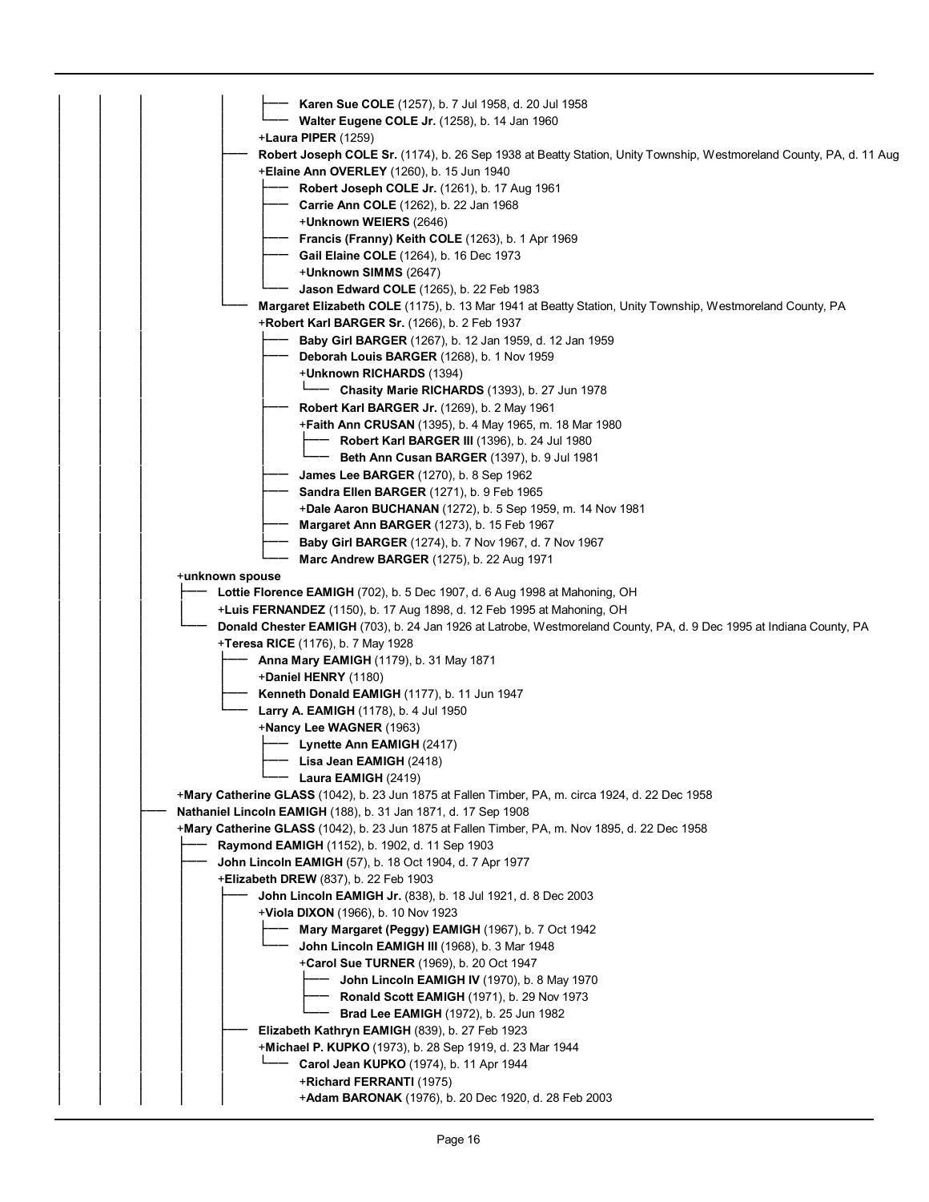- **Karen Sue COLE** (1257), b. 7 Jul 1958, d. 20 Jul 1958
- **Walter Eugene COLE Jr.** (1258), b. 14 Jan 1960

+**Laura PIPER** (1259)

- **Robert Joseph COLE Sr.** (1174), b. 26 Sep 1938 at Beatty Station, Unity Township, Westmoreland County, PA, d. 11 Aug

  +**Elaine Ann OVERLEY** (1260), b. 15 Jun 1940
  - **Robert Joseph COLE Jr.** (1261), b. 17 Aug 1961
  - **Carrie Ann COLE** (1262), b. 22 Jan 1968

    +**Unknown WEIERS** (2646)
  - **Francis (Franny) Keith COLE** (1263), b. 1 Apr 1969
  - **Gail Elaine COLE** (1264), b. 16 Dec 1973

    +**Unknown SIMMS** (2647)
  - **Jason Edward COLE** (1265), b. 22 Feb 1983
- **Margaret Elizabeth COLE** (1175), b. 13 Mar 1941 at Beatty Station, Unity Township, Westmoreland County, PA

  +**Robert Karl BARGER Sr.** (1266), b. 2 Feb 1937
  - **Baby Girl BARGER** (1267), b. 12 Jan 1959, d. 12 Jan 1959
  - **Deborah Louis BARGER** (1268), b. 1 Nov 1959

    +**Unknown RICHARDS** (1394)
    - **Chasity Marie RICHARDS** (1393), b. 27 Jun 1978
  - **Robert Karl BARGER Jr.** (1269), b. 2 May 1961

    +**Faith Ann CRUSAN** (1395), b. 4 May 1965, m. 18 Mar 1980
    - **Robert Karl BARGER III** (1396), b. 24 Jul 1980
    - **Beth Ann Cusan BARGER** (1397), b. 9 Jul 1981
  - **James Lee BARGER** (1270), b. 8 Sep 1962
  - **Sandra Ellen BARGER** (1271), b. 9 Feb 1965

    +**Dale Aaron BUCHANAN** (1272), b. 5 Sep 1959, m. 14 Nov 1981
  - **Margaret Ann BARGER** (1273), b. 15 Feb 1967
  - **Baby Girl BARGER** (1274), b. 7 Nov 1967, d. 7 Nov 1967
  - **Marc Andrew BARGER** (1275), b. 22 Aug 1971

+**unknown spouse**

- **Lottie Florence EAMIGH** (702), b. 5 Dec 1907, d. 6 Aug 1998 at Mahoning, OH

  +**Luis FERNANDEZ** (1150), b. 17 Aug 1898, d. 12 Feb 1995 at Mahoning, OH
- **Donald Chester EAMIGH** (703), b. 24 Jan 1926 at Latrobe, Westmoreland County, PA, d. 9 Dec 1995 at Indiana County, PA

  +**Teresa RICE** (1176), b. 7 May 1928
  - **Anna Mary EAMIGH** (1179), b. 31 May 1871

    +**Daniel HENRY** (1180)
  - **Kenneth Donald EAMIGH** (1177), b. 11 Jun 1947
  - **Larry A. EAMIGH** (1178), b. 4 Jul 1950

    +**Nancy Lee WAGNER** (1963)
    - **Lynette Ann EAMIGH** (2417)
    - **Lisa Jean EAMIGH** (2418)
    - **Laura EAMIGH** (2419)

+**Mary Catherine GLASS** (1042), b. 23 Jun 1875 at Fallen Timber, PA, m. circa 1924, d. 22 Dec 1958

- **Nathaniel Lincoln EAMIGH** (188), b. 31 Jan 1871, d. 17 Sep 1908

  +**Mary Catherine GLASS** (1042), b. 23 Jun 1875 at Fallen Timber, PA, m. Nov 1895, d. 22 Dec 1958
  - **Raymond EAMIGH** (1152), b. 1902, d. 11 Sep 1903
  - **John Lincoln EAMIGH** (57), b. 18 Oct 1904, d. 7 Apr 1977

    +**Elizabeth DREW** (837), b. 22 Feb 1903
    - **John Lincoln EAMIGH Jr.** (838), b. 18 Jul 1921, d. 8 Dec 2003

      +**Viola DIXON** (1966), b. 10 Nov 1923
      - **Mary Margaret (Peggy) EAMIGH** (1967), b. 7 Oct 1942
      - **John Lincoln EAMIGH III** (1968), b. 3 Mar 1948

        +**Carol Sue TURNER** (1969), b. 20 Oct 1947
        - **John Lincoln EAMIGH IV** (1970), b. 8 May 1970
        - **Ronald Scott EAMIGH** (1971), b. 29 Nov 1973
        - **Brad Lee EAMIGH** (1972), b. 25 Jun 1982
    - **Elizabeth Kathryn EAMIGH** (839), b. 27 Feb 1923

      +**Michael P. KUPKO** (1973), b. 28 Sep 1919, d. 23 Mar 1944
      - **Carol Jean KUPKO** (1974), b. 11 Apr 1944

        +**Richard FERRANTI** (1975)

        +**Adam BARONAK** (1976), b. 20 Dec 1920, d. 28 Feb 2003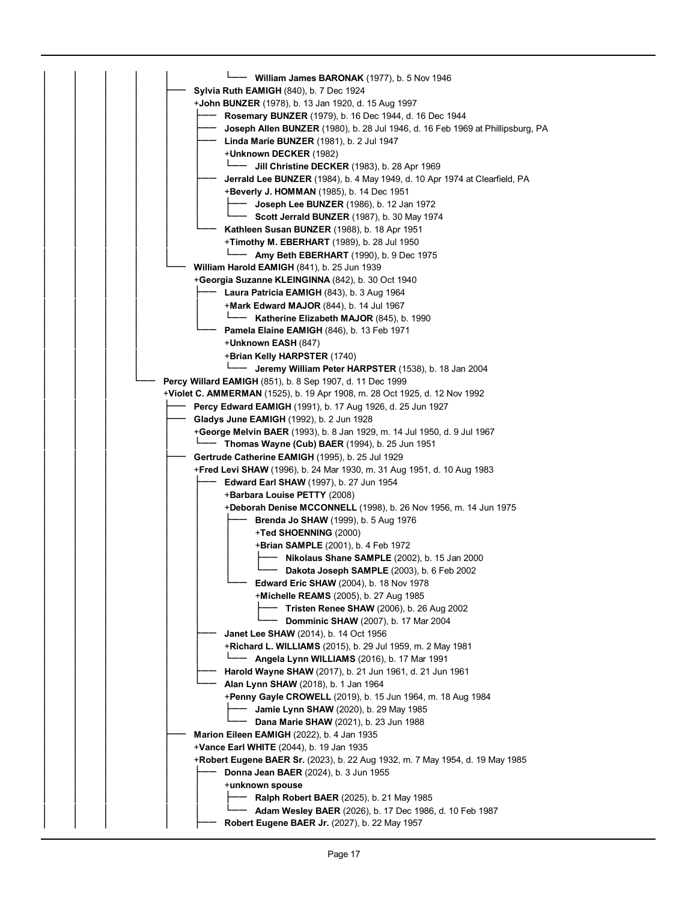- **William James BARONAK** (1977), b. 5 Nov 1946
- **Sylvia Ruth EAMIGH** (840), b. 7 Dec 1924
  +**John BUNZER** (1978), b. 13 Jan 1920, d. 15 Aug 1997
  - **Rosemary BUNZER** (1979), b. 16 Dec 1944, d. 16 Dec 1944
  - **Joseph Allen BUNZER** (1980), b. 28 Jul 1946, d. 16 Feb 1969 at Phillipsburg, PA
  - **Linda Marie BUNZER** (1981), b. 2 Jul 1947
    +**Unknown DECKER** (1982)
    - **Jill Christine DECKER** (1983), b. 28 Apr 1969
  - **Jerrald Lee BUNZER** (1984), b. 4 May 1949, d. 10 Apr 1974 at Clearfield, PA
    +**Beverly J. HOMMAN** (1985), b. 14 Dec 1951
    - **Joseph Lee BUNZER** (1986), b. 12 Jan 1972
    - **Scott Jerrald BUNZER** (1987), b. 30 May 1974
  - **Kathleen Susan BUNZER** (1988), b. 18 Apr 1951
    +**Timothy M. EBERHART** (1989), b. 28 Jul 1950
    - **Amy Beth EBERHART** (1990), b. 9 Dec 1975
- **William Harold EAMIGH** (841), b. 25 Jun 1939
  +**Georgia Suzanne KLEINGINNA** (842), b. 30 Oct 1940
  - **Laura Patricia EAMIGH** (843), b. 3 Aug 1964
    +**Mark Edward MAJOR** (844), b. 14 Jul 1967
    - **Katherine Elizabeth MAJOR** (845), b. 1990
  - **Pamela Elaine EAMIGH** (846), b. 13 Feb 1971
    +**Unknown EASH** (847)
    +**Brian Kelly HARPSTER** (1740)
    - **Jeremy William Peter HARPSTER** (1538), b. 18 Jan 2004

**Percy Willard EAMIGH** (851), b. 8 Sep 1907, d. 11 Dec 1999
+**Violet C. AMMERMAN** (1525), b. 19 Apr 1908, m. 28 Oct 1925, d. 12 Nov 1992
- **Percy Edward EAMIGH** (1991), b. 17 Aug 1926, d. 25 Jun 1927
- **Gladys June EAMIGH** (1992), b. 2 Jun 1928
  +**George Melvin BAER** (1993), b. 8 Jan 1929, m. 14 Jul 1950, d. 9 Jul 1967
  - **Thomas Wayne (Cub) BAER** (1994), b. 25 Jun 1951
- **Gertrude Catherine EAMIGH** (1995), b. 25 Jul 1929
  +**Fred Levi SHAW** (1996), b. 24 Mar 1930, m. 31 Aug 1951, d. 10 Aug 1983
  - **Edward Earl SHAW** (1997), b. 27 Jun 1954
    +**Barbara Louise PETTY** (2008)
    +**Deborah Denise MCCONNELL** (1998), b. 26 Nov 1956, m. 14 Jun 1975
    - **Brenda Jo SHAW** (1999), b. 5 Aug 1976
      +**Ted SHOENNING** (2000)
      +**Brian SAMPLE** (2001), b. 4 Feb 1972
      - **Nikolaus Shane SAMPLE** (2002), b. 15 Jan 2000
      - **Dakota Joseph SAMPLE** (2003), b. 6 Feb 2002
    - **Edward Eric SHAW** (2004), b. 18 Nov 1978
      +**Michelle REAMS** (2005), b. 27 Aug 1985
      - **Tristen Renee SHAW** (2006), b. 26 Aug 2002
      - **Domminic SHAW** (2007), b. 17 Mar 2004
  - **Janet Lee SHAW** (2014), b. 14 Oct 1956
    +**Richard L. WILLIAMS** (2015), b. 29 Jul 1959, m. 2 May 1981
    - **Angela Lynn WILLIAMS** (2016), b. 17 Mar 1991
  - **Harold Wayne SHAW** (2017), b. 21 Jun 1961, d. 21 Jun 1961
  - **Alan Lynn SHAW** (2018), b. 1 Jan 1964
    +**Penny Gayle CROWELL** (2019), b. 15 Jun 1964, m. 18 Aug 1984
    - **Jamie Lynn SHAW** (2020), b. 29 May 1985
    - **Dana Marie SHAW** (2021), b. 23 Jun 1988
- **Marion Eileen EAMIGH** (2022), b. 4 Jan 1935
  +**Vance Earl WHITE** (2044), b. 19 Jan 1935
  +**Robert Eugene BAER Sr.** (2023), b. 22 Aug 1932, m. 7 May 1954, d. 19 May 1985
  - **Donna Jean BAER** (2024), b. 3 Jun 1955
    +**unknown spouse**
    - **Ralph Robert BAER** (2025), b. 21 May 1985
    - **Adam Wesley BAER** (2026), b. 17 Dec 1986, d. 10 Feb 1987
  - **Robert Eugene BAER Jr.** (2027), b. 22 May 1957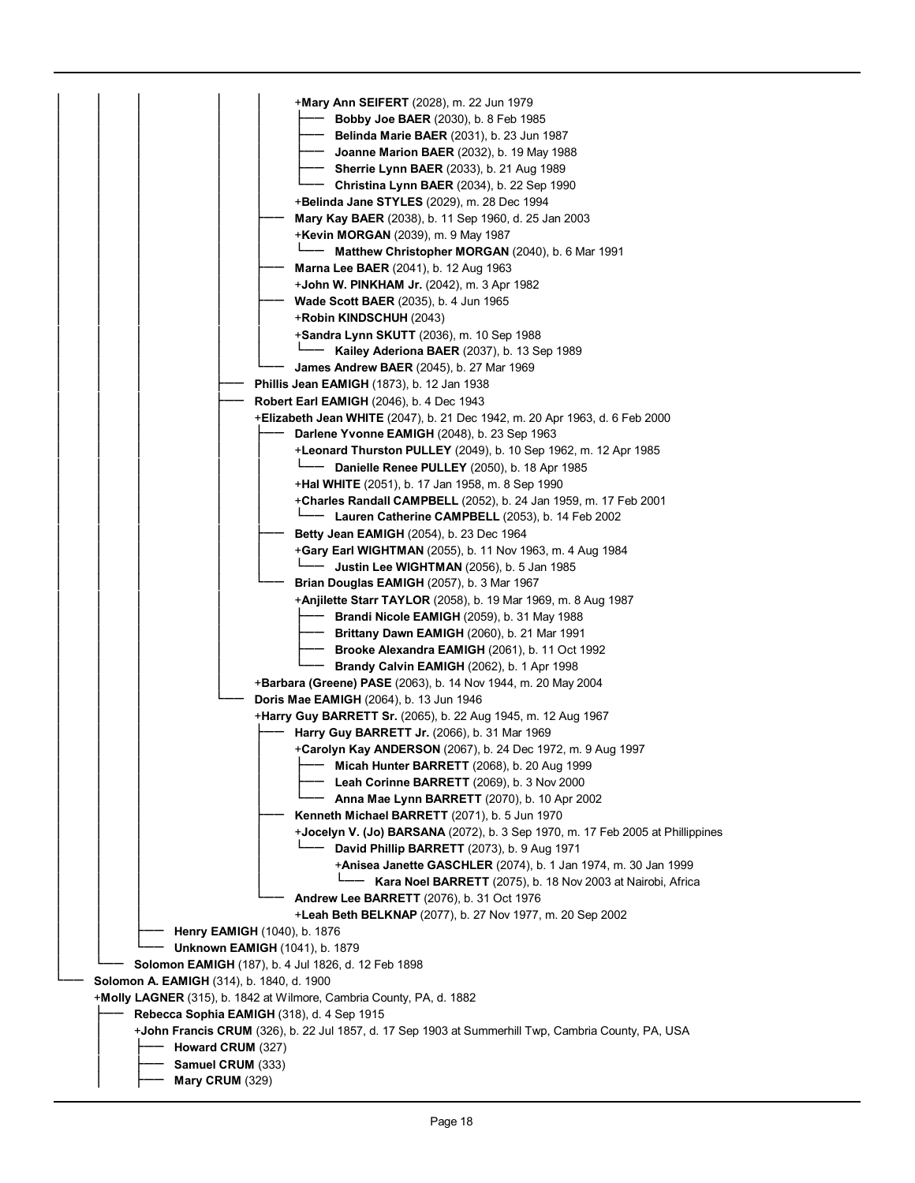+**Mary Ann SEIFERT** (2028), m. 22 Jun 1979
- **Bobby Joe BAER** (2030), b. 8 Feb 1985
- **Belinda Marie BAER** (2031), b. 23 Jun 1987
- **Joanne Marion BAER** (2032), b. 19 May 1988
- **Sherrie Lynn BAER** (2033), b. 21 Aug 1989
- **Christina Lynn BAER** (2034), b. 22 Sep 1990

+**Belinda Jane STYLES** (2029), m. 28 Dec 1994

- **Mary Kay BAER** (2038), b. 11 Sep 1960, d. 25 Jan 2003
  - +**Kevin MORGAN** (2039), m. 9 May 1987
    - **Matthew Christopher MORGAN** (2040), b. 6 Mar 1991
- **Marna Lee BAER** (2041), b. 12 Aug 1963
  - +**John W. PINKHAM Jr.** (2042), m. 3 Apr 1982
- **Wade Scott BAER** (2035), b. 4 Jun 1965
  - +**Robin KINDSCHUH** (2043)
  - +**Sandra Lynn SKUTT** (2036), m. 10 Sep 1988
    - **Kailey Aderiona BAER** (2037), b. 13 Sep 1989
- **James Andrew BAER** (2045), b. 27 Mar 1969

- **Phillis Jean EAMIGH** (1873), b. 12 Jan 1938
- **Robert Earl EAMIGH** (2046), b. 4 Dec 1943
  - +**Elizabeth Jean WHITE** (2047), b. 21 Dec 1942, m. 20 Apr 1963, d. 6 Feb 2000
    - **Darlene Yvonne EAMIGH** (2048), b. 23 Sep 1963
      - +**Leonard Thurston PULLEY** (2049), b. 10 Sep 1962, m. 12 Apr 1985
        - **Danielle Renee PULLEY** (2050), b. 18 Apr 1985
      - +**Hal WHITE** (2051), b. 17 Jan 1958, m. 8 Sep 1990
      - +**Charles Randall CAMPBELL** (2052), b. 24 Jan 1959, m. 17 Feb 2001
        - **Lauren Catherine CAMPBELL** (2053), b. 14 Feb 2002
    - **Betty Jean EAMIGH** (2054), b. 23 Dec 1964
      - +**Gary Earl WIGHTMAN** (2055), b. 11 Nov 1963, m. 4 Aug 1984
        - **Justin Lee WIGHTMAN** (2056), b. 5 Jan 1985
    - **Brian Douglas EAMIGH** (2057), b. 3 Mar 1967
      - +**Anjilette Starr TAYLOR** (2058), b. 19 Mar 1969, m. 8 Aug 1987
        - **Brandi Nicole EAMIGH** (2059), b. 31 May 1988
        - **Brittany Dawn EAMIGH** (2060), b. 21 Mar 1991
        - **Brooke Alexandra EAMIGH** (2061), b. 11 Oct 1992
        - **Brandy Calvin EAMIGH** (2062), b. 1 Apr 1998
  - +**Barbara (Greene) PASE** (2063), b. 14 Nov 1944, m. 20 May 2004
- **Doris Mae EAMIGH** (2064), b. 13 Jun 1946
  - +**Harry Guy BARRETT Sr.** (2065), b. 22 Aug 1945, m. 12 Aug 1967
    - **Harry Guy BARRETT Jr.** (2066), b. 31 Mar 1969
      - +**Carolyn Kay ANDERSON** (2067), b. 24 Dec 1972, m. 9 Aug 1997
        - **Micah Hunter BARRETT** (2068), b. 20 Aug 1999
        - **Leah Corinne BARRETT** (2069), b. 3 Nov 2000
        - **Anna Mae Lynn BARRETT** (2070), b. 10 Apr 2002
    - **Kenneth Michael BARRETT** (2071), b. 5 Jun 1970
      - +**Jocelyn V. (Jo) BARSANA** (2072), b. 3 Sep 1970, m. 17 Feb 2005 at Phillippines
        - **David Phillip BARRETT** (2073), b. 9 Aug 1971
          - +**Anisea Janette GASCHLER** (2074), b. 1 Jan 1974, m. 30 Jan 1999
            - **Kara Noel BARRETT** (2075), b. 18 Nov 2003 at Nairobi, Africa
    - **Andrew Lee BARRETT** (2076), b. 31 Oct 1976
      - +**Leah Beth BELKNAP** (2077), b. 27 Nov 1977, m. 20 Sep 2002

- **Henry EAMIGH** (1040), b. 1876
- **Unknown EAMIGH** (1041), b. 1879

**Solomon EAMIGH** (187), b. 4 Jul 1826, d. 12 Feb 1898

**Solomon A. EAMIGH** (314), b. 1840, d. 1900
+**Molly LAGNER** (315), b. 1842 at Wilmore, Cambria County, PA, d. 1882
- **Rebecca Sophia EAMIGH** (318), d. 4 Sep 1915
  - +**John Francis CRUM** (326), b. 22 Jul 1857, d. 17 Sep 1903 at Summerhill Twp, Cambria County, PA, USA
    - **Howard CRUM** (327)
    - **Samuel CRUM** (333)
    - **Mary CRUM** (329)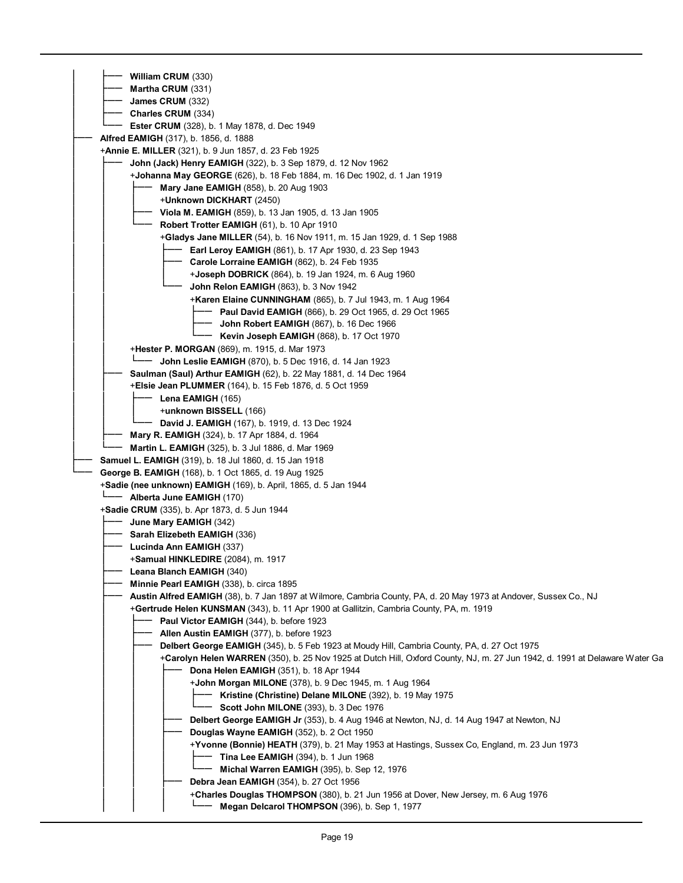- **William CRUM** (330)
- **Martha CRUM** (331)
- **James CRUM** (332)
- **Charles CRUM** (334)
- **Ester CRUM** (328), b. 1 May 1878, d. Dec 1949

- **Alfred EAMIGH** (317), b. 1856, d. 1888
  +**Annie E. MILLER** (321), b. 9 Jun 1857, d. 23 Feb 1925
  - **John (Jack) Henry EAMIGH** (322), b. 3 Sep 1879, d. 12 Nov 1962
    +**Johanna May GEORGE** (626), b. 18 Feb 1884, m. 16 Dec 1902, d. 1 Jan 1919
    - **Mary Jane EAMIGH** (858), b. 20 Aug 1903
      +**Unknown DICKHART** (2450)
    - **Viola M. EAMIGH** (859), b. 13 Jan 1905, d. 13 Jan 1905
    - **Robert Trotter EAMIGH** (61), b. 10 Apr 1910
      +**Gladys Jane MILLER** (54), b. 16 Nov 1911, m. 15 Jan 1929, d. 1 Sep 1988
      - **Earl Leroy EAMIGH** (861), b. 17 Apr 1930, d. 23 Sep 1943
      - **Carole Lorraine EAMIGH** (862), b. 24 Feb 1935
        +**Joseph DOBRICK** (864), b. 19 Jan 1924, m. 6 Aug 1960
      - **John Relon EAMIGH** (863), b. 3 Nov 1942
        +**Karen Elaine CUNNINGHAM** (865), b. 7 Jul 1943, m. 1 Aug 1964
        - **Paul David EAMIGH** (866), b. 29 Oct 1965, d. 29 Oct 1965
        - **John Robert EAMIGH** (867), b. 16 Dec 1966
        - **Kevin Joseph EAMIGH** (868), b. 17 Oct 1970

    +**Hester P. MORGAN** (869), m. 1915, d. Mar 1973
    - **John Leslie EAMIGH** (870), b. 5 Dec 1916, d. 14 Jan 1923
  - **Saulman (Saul) Arthur EAMIGH** (62), b. 22 May 1881, d. 14 Dec 1964
    +**Elsie Jean PLUMMER** (164), b. 15 Feb 1876, d. 5 Oct 1959
    - **Lena EAMIGH** (165)
      +**unknown BISSELL** (166)
    - **David J. EAMIGH** (167), b. 1919, d. 13 Dec 1924
  - **Mary R. EAMIGH** (324), b. 17 Apr 1884, d. 1964
  - **Martin L. EAMIGH** (325), b. 3 Jul 1886, d. Mar 1969

- **Samuel L. EAMIGH** (319), b. 18 Jul 1860, d. 15 Jan 1918

- **George B. EAMIGH** (168), b. 1 Oct 1865, d. 19 Aug 1925
  +**Sadie (nee unknown) EAMIGH** (169), b. April, 1865, d. 5 Jan 1944
  - **Alberta June EAMIGH** (170)

  +**Sadie CRUM** (335), b. Apr 1873, d. 5 Jun 1944
  - **June Mary EAMIGH** (342)
  - **Sarah Elizebeth EAMIGH** (336)
  - **Lucinda Ann EAMIGH** (337)
    +**Samual HINKLEDIRE** (2084), m. 1917
  - **Leana Blanch EAMIGH** (340)
  - **Minnie Pearl EAMIGH** (338), b. circa 1895
  - **Austin Alfred EAMIGH** (38), b. 7 Jan 1897 at Wilmore, Cambria County, PA, d. 20 May 1973 at Andover, Sussex Co., NJ
    +**Gertrude Helen KUNSMAN** (343), b. 11 Apr 1900 at Gallitzin, Cambria County, PA, m. 1919
    - **Paul Victor EAMIGH** (344), b. before 1923
    - **Allen Austin EAMIGH** (377), b. before 1923
    - **Delbert George EAMIGH** (345), b. 5 Feb 1923 at Moudy Hill, Cambria County, PA, d. 27 Oct 1975
      +**Carolyn Helen WARREN** (350), b. 25 Nov 1925 at Dutch Hill, Oxford County, NJ, m. 27 Jun 1942, d. 1991 at Delaware Water Ga
      - **Dona Helen EAMIGH** (351), b. 18 Apr 1944
        +**John Morgan MILONE** (378), b. 9 Dec 1945, m. 1 Aug 1964
        - **Kristine (Christine) Delane MILONE** (392), b. 19 May 1975
        - **Scott John MILONE** (393), b. 3 Dec 1976
      - **Delbert George EAMIGH Jr** (353), b. 4 Aug 1946 at Newton, NJ, d. 14 Aug 1947 at Newton, NJ
      - **Douglas Wayne EAMIGH** (352), b. 2 Oct 1950
        +**Yvonne (Bonnie) HEATH** (379), b. 21 May 1953 at Hastings, Sussex Co, England, m. 23 Jun 1973
        - **Tina Lee EAMIGH** (394), b. 1 Jun 1968
        - **Michal Warren EAMIGH** (395), b. Sep 12, 1976
      - **Debra Jean EAMIGH** (354), b. 27 Oct 1956
        +**Charles Douglas THOMPSON** (380), b. 21 Jun 1956 at Dover, New Jersey, m. 6 Aug 1976
        - **Megan Delcarol THOMPSON** (396), b. Sep 1, 1977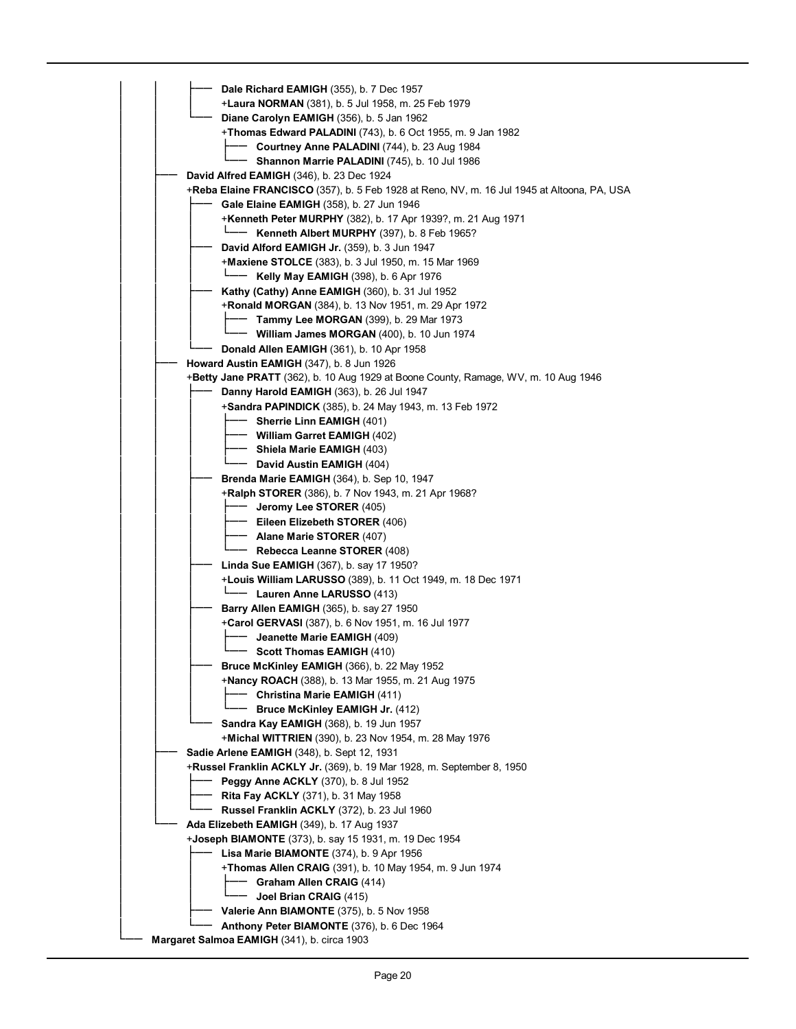```
│         │         ├── Dale Richard EAMIGH (355), b. 7 Dec 1957
│         │         │   +Laura NORMAN (381), b. 5 Jul 1958, m. 25 Feb 1979
│         │         └── Diane Carolyn EAMIGH (356), b. 5 Jan 1962
│         │             +Thomas Edward PALADINI (743), b. 6 Oct 1955, m. 9 Jan 1982
│         │             ├── Courtney Anne PALADINI (744), b. 23 Aug 1984
│         │             └── Shannon Marrie PALADINI (745), b. 10 Jul 1986
│         ├── David Alfred EAMIGH (346), b. 23 Dec 1924
│         │   +Reba Elaine FRANCISCO (357), b. 5 Feb 1928 at Reno, NV, m. 16 Jul 1945 at Altoona, PA, USA
│         │   ├── Gale Elaine EAMIGH (358), b. 27 Jun 1946
│         │   │   +Kenneth Peter MURPHY (382), b. 17 Apr 1939?, m. 21 Aug 1971
│         │   │   └── Kenneth Albert MURPHY (397), b. 8 Feb 1965?
│         │   ├── David Alford EAMIGH Jr. (359), b. 3 Jun 1947
│         │   │   +Maxiene STOLCE (383), b. 3 Jul 1950, m. 15 Mar 1969
│         │   │   └── Kelly May EAMIGH (398), b. 6 Apr 1976
│         │   ├── Kathy (Cathy) Anne EAMIGH (360), b. 31 Jul 1952
│         │   │   +Ronald MORGAN (384), b. 13 Nov 1951, m. 29 Apr 1972
│         │   │   ├── Tammy Lee MORGAN (399), b. 29 Mar 1973
│         │   │   └── William James MORGAN (400), b. 10 Jun 1974
│         │   └── Donald Allen EAMIGH (361), b. 10 Apr 1958
│         ├── Howard Austin EAMIGH (347), b. 8 Jun 1926
│         │   +Betty Jane PRATT (362), b. 10 Aug 1929 at Boone County, Ramage, WV, m. 10 Aug 1946
│         │   ├── Danny Harold EAMIGH (363), b. 26 Jul 1947
│         │   │   +Sandra PAPINDICK (385), b. 24 May 1943, m. 13 Feb 1972
│         │   │   ├── Sherrie Linn EAMIGH (401)
│         │   │   ├── William Garret EAMIGH (402)
│         │   │   ├── Shiela Marie EAMIGH (403)
│         │   │   └── David Austin EAMIGH (404)
│         │   ├── Brenda Marie EAMIGH (364), b. Sep 10, 1947
│         │   │   +Ralph STORER (386), b. 7 Nov 1943, m. 21 Apr 1968?
│         │   │   ├── Jeromy Lee STORER (405)
│         │   │   ├── Eileen Elizebeth STORER (406)
│         │   │   ├── Alane Marie STORER (407)
│         │   │   └── Rebecca Leanne STORER (408)
│         │   ├── Linda Sue EAMIGH (367), b. say 17 1950?
│         │   │   +Louis William LARUSSO (389), b. 11 Oct 1949, m. 18 Dec 1971
│         │   │   └── Lauren Anne LARUSSO (413)
│         │   ├── Barry Allen EAMIGH (365), b. say 27 1950
│         │   │   +Carol GERVASI (387), b. 6 Nov 1951, m. 16 Jul 1977
│         │   │   ├── Jeanette Marie EAMIGH (409)
│         │   │   └── Scott Thomas EAMIGH (410)
│         │   ├── Bruce McKinley EAMIGH (366), b. 22 May 1952
│         │   │   +Nancy ROACH (388), b. 13 Mar 1955, m. 21 Aug 1975
│         │   │   ├── Christina Marie EAMIGH (411)
│         │   │   └── Bruce McKinley EAMIGH Jr. (412)
│         │   └── Sandra Kay EAMIGH (368), b. 19 Jun 1957
│         │       +Michal WITTRIEN (390), b. 23 Nov 1954, m. 28 May 1976
│         ├── Sadie Arlene EAMIGH (348), b. Sept 12, 1931
│         │   +Russel Franklin ACKLY Jr. (369), b. 19 Mar 1928, m. September 8, 1950
│         │   ├── Peggy Anne ACKLY (370), b. 8 Jul 1952
│         │   ├── Rita Fay ACKLY (371), b. 31 May 1958
│         │   └── Russel Franklin ACKLY (372), b. 23 Jul 1960
│         └── Ada Elizebeth EAMIGH (349), b. 17 Aug 1937
│             +Joseph BIAMONTE (373), b. say 15 1931, m. 19 Dec 1954
│             ├── Lisa Marie BIAMONTE (374), b. 9 Apr 1956
│             │   +Thomas Allen CRAIG (391), b. 10 May 1954, m. 9 Jun 1974
│             │   ├── Graham Allen CRAIG (414)
│             │   └── Joel Brian CRAIG (415)
│             ├── Valerie Ann BIAMONTE (375), b. 5 Nov 1958
│             └── Anthony Peter BIAMONTE (376), b. 6 Dec 1964
└── Margaret Salmoa EAMIGH (341), b. circa 1903
```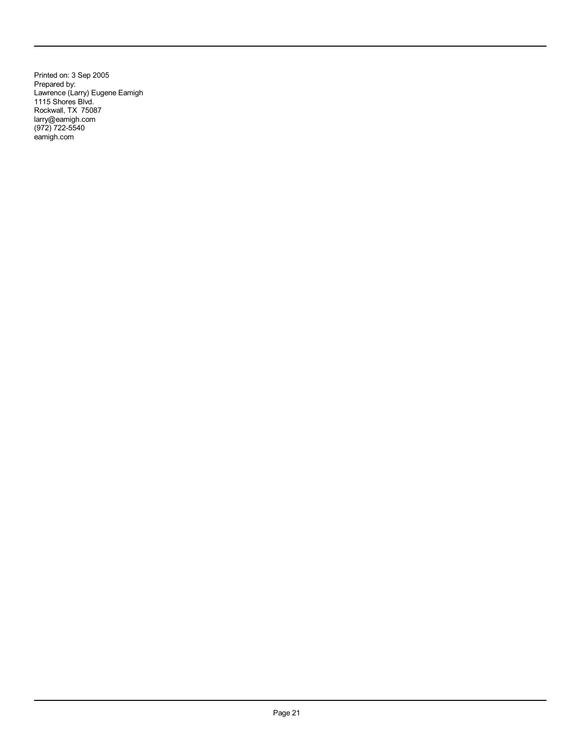Printed on: 3 Sep 2005
Prepared by:
Lawrence (Larry) Eugene Eamigh
1115 Shores Blvd.
Rockwall, TX 75087
larry@eamigh.com
(972) 722-5540
eamigh.com